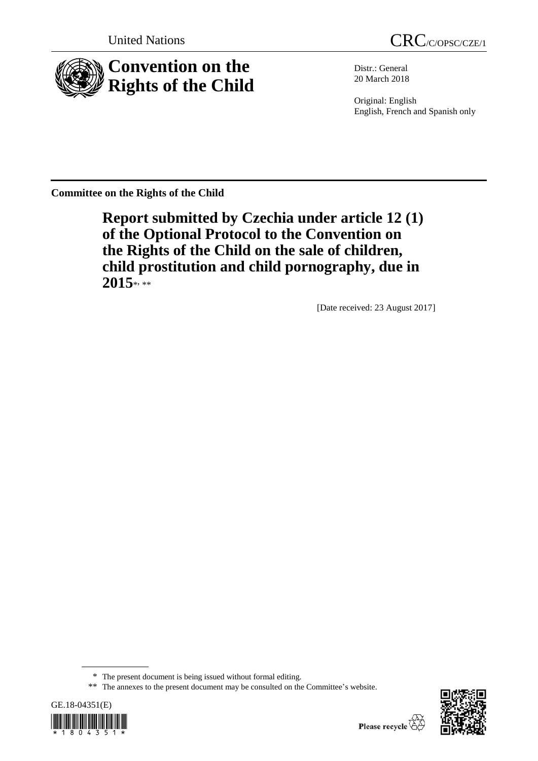United Nations

CRC/C/OPSC/CZE/1

# Convention on the Rights of the Child

Distr.: General
20 March 2018

Original: English
English, French and Spanish only

**Committee on the Rights of the Child**

## Report submitted by Czechia under article 12 (1) of the Optional Protocol to the Convention on the Rights of the Child on the sale of children, child prostitution and child pornography, due in 2015*, **

[Date received: 23 August 2017]

\* The present document is being issued without formal editing.

\*\* The annexes to the present document may be consulted on the Committee's website.

GE.18-04351(E)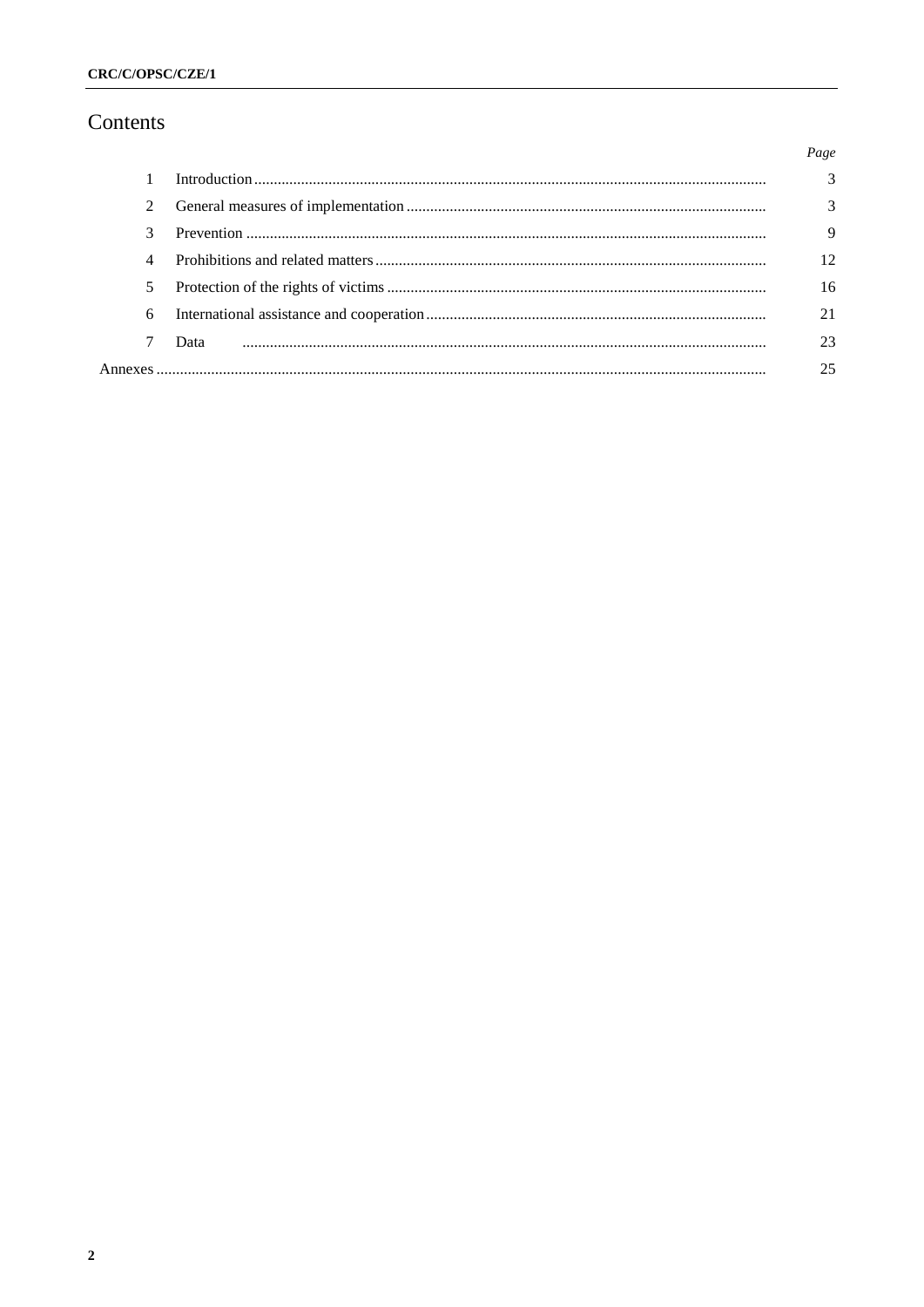# Contents

| | | Page |
|---|---|---|
| 1 | Introduction | 3 |
| 2 | General measures of implementation | 3 |
| 3 | Prevention | 9 |
| 4 | Prohibitions and related matters | 12 |
| 5 | Protection of the rights of victims | 16 |
| 6 | International assistance and cooperation | 21 |
| 7 | Data | 23 |
| Annexes | | 25 |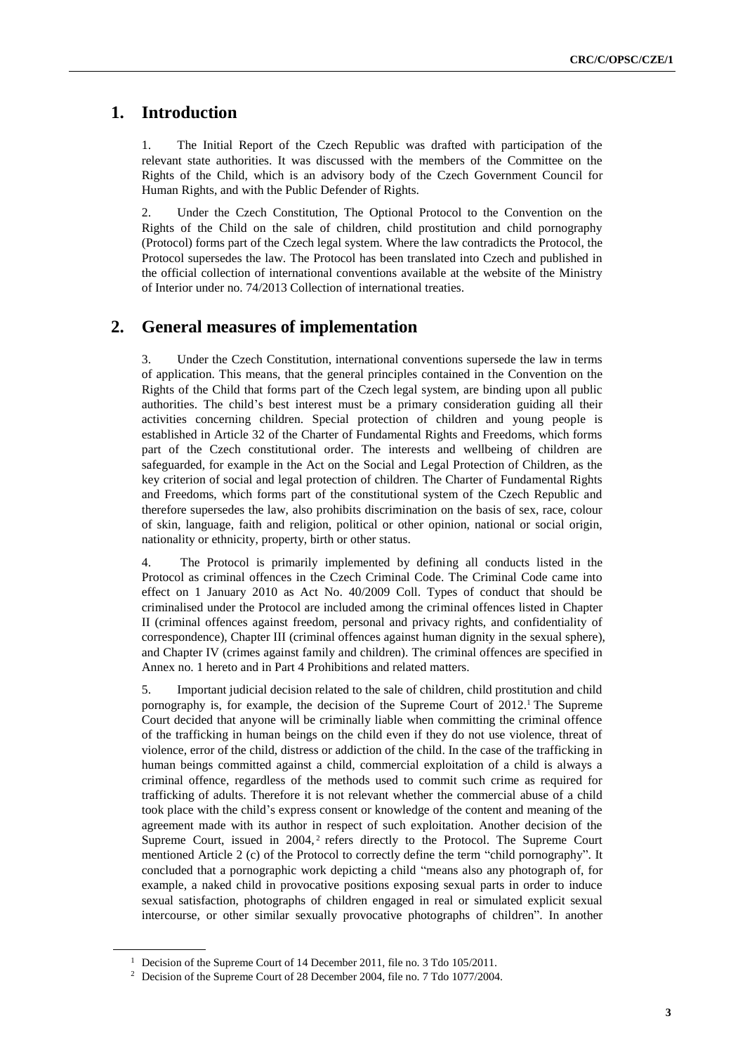# 1. Introduction

1. The Initial Report of the Czech Republic was drafted with participation of the relevant state authorities. It was discussed with the members of the Committee on the Rights of the Child, which is an advisory body of the Czech Government Council for Human Rights, and with the Public Defender of Rights.

2. Under the Czech Constitution, The Optional Protocol to the Convention on the Rights of the Child on the sale of children, child prostitution and child pornography (Protocol) forms part of the Czech legal system. Where the law contradicts the Protocol, the Protocol supersedes the law. The Protocol has been translated into Czech and published in the official collection of international conventions available at the website of the Ministry of Interior under no. 74/2013 Collection of international treaties.

# 2. General measures of implementation

3. Under the Czech Constitution, international conventions supersede the law in terms of application. This means, that the general principles contained in the Convention on the Rights of the Child that forms part of the Czech legal system, are binding upon all public authorities. The child's best interest must be a primary consideration guiding all their activities concerning children. Special protection of children and young people is established in Article 32 of the Charter of Fundamental Rights and Freedoms, which forms part of the Czech constitutional order. The interests and wellbeing of children are safeguarded, for example in the Act on the Social and Legal Protection of Children, as the key criterion of social and legal protection of children. The Charter of Fundamental Rights and Freedoms, which forms part of the constitutional system of the Czech Republic and therefore supersedes the law, also prohibits discrimination on the basis of sex, race, colour of skin, language, faith and religion, political or other opinion, national or social origin, nationality or ethnicity, property, birth or other status.

4. The Protocol is primarily implemented by defining all conducts listed in the Protocol as criminal offences in the Czech Criminal Code. The Criminal Code came into effect on 1 January 2010 as Act No. 40/2009 Coll. Types of conduct that should be criminalised under the Protocol are included among the criminal offences listed in Chapter II (criminal offences against freedom, personal and privacy rights, and confidentiality of correspondence), Chapter III (criminal offences against human dignity in the sexual sphere), and Chapter IV (crimes against family and children). The criminal offences are specified in Annex no. 1 hereto and in Part 4 Prohibitions and related matters.

5. Important judicial decision related to the sale of children, child prostitution and child pornography is, for example, the decision of the Supreme Court of 2012.[1] The Supreme Court decided that anyone will be criminally liable when committing the criminal offence of the trafficking in human beings on the child even if they do not use violence, threat of violence, error of the child, distress or addiction of the child. In the case of the trafficking in human beings committed against a child, commercial exploitation of a child is always a criminal offence, regardless of the methods used to commit such crime as required for trafficking of adults. Therefore it is not relevant whether the commercial abuse of a child took place with the child's express consent or knowledge of the content and meaning of the agreement made with its author in respect of such exploitation. Another decision of the Supreme Court, issued in 2004,[2] refers directly to the Protocol. The Supreme Court mentioned Article 2 (c) of the Protocol to correctly define the term "child pornography". It concluded that a pornographic work depicting a child "means also any photograph of, for example, a naked child in provocative positions exposing sexual parts in order to induce sexual satisfaction, photographs of children engaged in real or simulated explicit sexual intercourse, or other similar sexually provocative photographs of children". In another

[1] Decision of the Supreme Court of 14 December 2011, file no. 3 Tdo 105/2011.

[2] Decision of the Supreme Court of 28 December 2004, file no. 7 Tdo 1077/2004.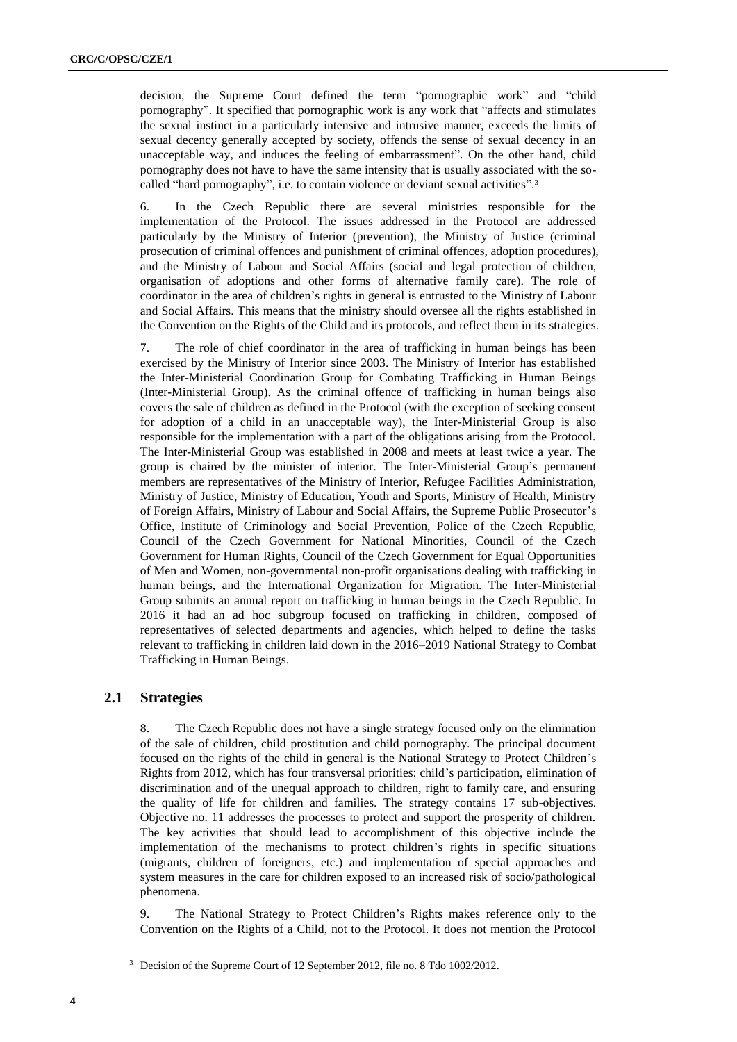decision, the Supreme Court defined the term "pornographic work" and "child pornography". It specified that pornographic work is any work that "affects and stimulates the sexual instinct in a particularly intensive and intrusive manner, exceeds the limits of sexual decency generally accepted by society, offends the sense of sexual decency in an unacceptable way, and induces the feeling of embarrassment". On the other hand, child pornography does not have to have the same intensity that is usually associated with the so-called "hard pornography", i.e. to contain violence or deviant sexual activities".[3]

6. In the Czech Republic there are several ministries responsible for the implementation of the Protocol. The issues addressed in the Protocol are addressed particularly by the Ministry of Interior (prevention), the Ministry of Justice (criminal prosecution of criminal offences and punishment of criminal offences, adoption procedures), and the Ministry of Labour and Social Affairs (social and legal protection of children, organisation of adoptions and other forms of alternative family care). The role of coordinator in the area of children's rights in general is entrusted to the Ministry of Labour and Social Affairs. This means that the ministry should oversee all the rights established in the Convention on the Rights of the Child and its protocols, and reflect them in its strategies.

7. The role of chief coordinator in the area of trafficking in human beings has been exercised by the Ministry of Interior since 2003. The Ministry of Interior has established the Inter-Ministerial Coordination Group for Combating Trafficking in Human Beings (Inter-Ministerial Group). As the criminal offence of trafficking in human beings also covers the sale of children as defined in the Protocol (with the exception of seeking consent for adoption of a child in an unacceptable way), the Inter-Ministerial Group is also responsible for the implementation with a part of the obligations arising from the Protocol. The Inter-Ministerial Group was established in 2008 and meets at least twice a year. The group is chaired by the minister of interior. The Inter-Ministerial Group's permanent members are representatives of the Ministry of Interior, Refugee Facilities Administration, Ministry of Justice, Ministry of Education, Youth and Sports, Ministry of Health, Ministry of Foreign Affairs, Ministry of Labour and Social Affairs, the Supreme Public Prosecutor's Office, Institute of Criminology and Social Prevention, Police of the Czech Republic, Council of the Czech Government for National Minorities, Council of the Czech Government for Human Rights, Council of the Czech Government for Equal Opportunities of Men and Women, non-governmental non-profit organisations dealing with trafficking in human beings, and the International Organization for Migration. The Inter-Ministerial Group submits an annual report on trafficking in human beings in the Czech Republic. In 2016 it had an ad hoc subgroup focused on trafficking in children, composed of representatives of selected departments and agencies, which helped to define the tasks relevant to trafficking in children laid down in the 2016–2019 National Strategy to Combat Trafficking in Human Beings.

## 2.1 Strategies

8. The Czech Republic does not have a single strategy focused only on the elimination of the sale of children, child prostitution and child pornography. The principal document focused on the rights of the child in general is the National Strategy to Protect Children's Rights from 2012, which has four transversal priorities: child's participation, elimination of discrimination and of the unequal approach to children, right to family care, and ensuring the quality of life for children and families. The strategy contains 17 sub-objectives. Objective no. 11 addresses the processes to protect and support the prosperity of children. The key activities that should lead to accomplishment of this objective include the implementation of the mechanisms to protect children's rights in specific situations (migrants, children of foreigners, etc.) and implementation of special approaches and system measures in the care for children exposed to an increased risk of socio/pathological phenomena.

9. The National Strategy to Protect Children's Rights makes reference only to the Convention on the Rights of a Child, not to the Protocol. It does not mention the Protocol

[3] Decision of the Supreme Court of 12 September 2012, file no. 8 Tdo 1002/2012.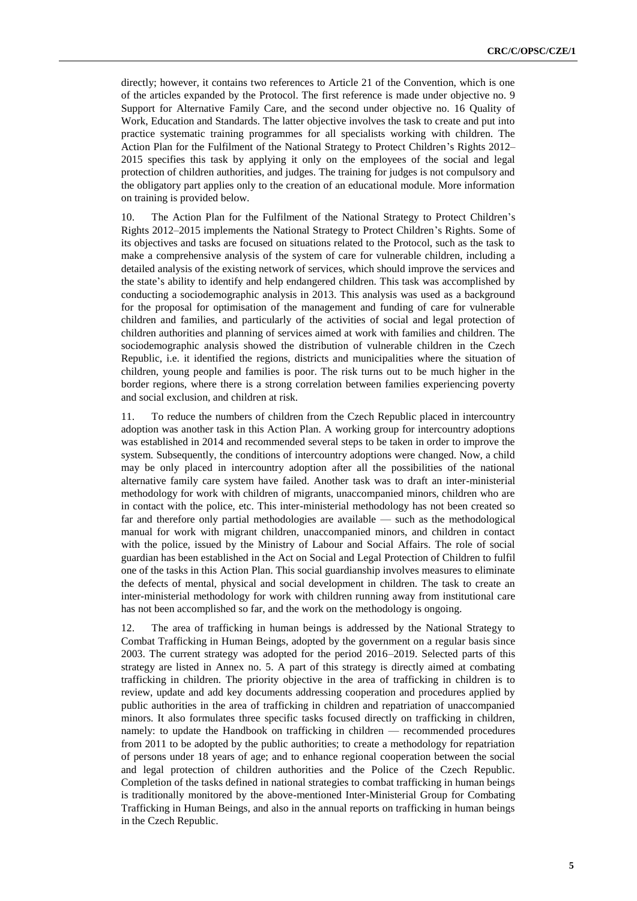directly; however, it contains two references to Article 21 of the Convention, which is one of the articles expanded by the Protocol. The first reference is made under objective no. 9 Support for Alternative Family Care, and the second under objective no. 16 Quality of Work, Education and Standards. The latter objective involves the task to create and put into practice systematic training programmes for all specialists working with children. The Action Plan for the Fulfilment of the National Strategy to Protect Children's Rights 2012–2015 specifies this task by applying it only on the employees of the social and legal protection of children authorities, and judges. The training for judges is not compulsory and the obligatory part applies only to the creation of an educational module. More information on training is provided below.

10. The Action Plan for the Fulfilment of the National Strategy to Protect Children's Rights 2012–2015 implements the National Strategy to Protect Children's Rights. Some of its objectives and tasks are focused on situations related to the Protocol, such as the task to make a comprehensive analysis of the system of care for vulnerable children, including a detailed analysis of the existing network of services, which should improve the services and the state's ability to identify and help endangered children. This task was accomplished by conducting a sociodemographic analysis in 2013. This analysis was used as a background for the proposal for optimisation of the management and funding of care for vulnerable children and families, and particularly of the activities of social and legal protection of children authorities and planning of services aimed at work with families and children. The sociodemographic analysis showed the distribution of vulnerable children in the Czech Republic, i.e. it identified the regions, districts and municipalities where the situation of children, young people and families is poor. The risk turns out to be much higher in the border regions, where there is a strong correlation between families experiencing poverty and social exclusion, and children at risk.

11. To reduce the numbers of children from the Czech Republic placed in intercountry adoption was another task in this Action Plan. A working group for intercountry adoptions was established in 2014 and recommended several steps to be taken in order to improve the system. Subsequently, the conditions of intercountry adoptions were changed. Now, a child may be only placed in intercountry adoption after all the possibilities of the national alternative family care system have failed. Another task was to draft an inter-ministerial methodology for work with children of migrants, unaccompanied minors, children who are in contact with the police, etc. This inter-ministerial methodology has not been created so far and therefore only partial methodologies are available — such as the methodological manual for work with migrant children, unaccompanied minors, and children in contact with the police, issued by the Ministry of Labour and Social Affairs. The role of social guardian has been established in the Act on Social and Legal Protection of Children to fulfil one of the tasks in this Action Plan. This social guardianship involves measures to eliminate the defects of mental, physical and social development in children. The task to create an inter-ministerial methodology for work with children running away from institutional care has not been accomplished so far, and the work on the methodology is ongoing.

12. The area of trafficking in human beings is addressed by the National Strategy to Combat Trafficking in Human Beings, adopted by the government on a regular basis since 2003. The current strategy was adopted for the period 2016–2019. Selected parts of this strategy are listed in Annex no. 5. A part of this strategy is directly aimed at combating trafficking in children. The priority objective in the area of trafficking in children is to review, update and add key documents addressing cooperation and procedures applied by public authorities in the area of trafficking in children and repatriation of unaccompanied minors. It also formulates three specific tasks focused directly on trafficking in children, namely: to update the Handbook on trafficking in children — recommended procedures from 2011 to be adopted by the public authorities; to create a methodology for repatriation of persons under 18 years of age; and to enhance regional cooperation between the social and legal protection of children authorities and the Police of the Czech Republic. Completion of the tasks defined in national strategies to combat trafficking in human beings is traditionally monitored by the above-mentioned Inter-Ministerial Group for Combating Trafficking in Human Beings, and also in the annual reports on trafficking in human beings in the Czech Republic.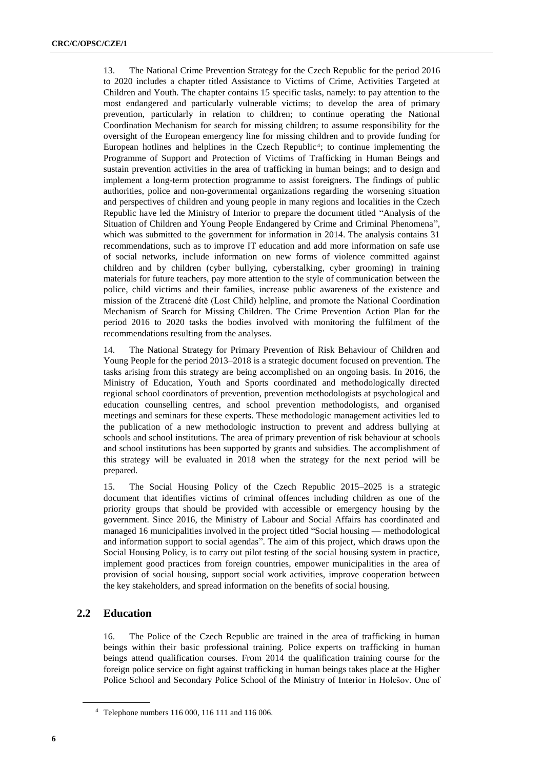13. The National Crime Prevention Strategy for the Czech Republic for the period 2016 to 2020 includes a chapter titled Assistance to Victims of Crime, Activities Targeted at Children and Youth. The chapter contains 15 specific tasks, namely: to pay attention to the most endangered and particularly vulnerable victims; to develop the area of primary prevention, particularly in relation to children; to continue operating the National Coordination Mechanism for search for missing children; to assume responsibility for the oversight of the European emergency line for missing children and to provide funding for European hotlines and helplines in the Czech Republic[4]; to continue implementing the Programme of Support and Protection of Victims of Trafficking in Human Beings and sustain prevention activities in the area of trafficking in human beings; and to design and implement a long-term protection programme to assist foreigners. The findings of public authorities, police and non-governmental organizations regarding the worsening situation and perspectives of children and young people in many regions and localities in the Czech Republic have led the Ministry of Interior to prepare the document titled "Analysis of the Situation of Children and Young People Endangered by Crime and Criminal Phenomena", which was submitted to the government for information in 2014. The analysis contains 31 recommendations, such as to improve IT education and add more information on safe use of social networks, include information on new forms of violence committed against children and by children (cyber bullying, cyberstalking, cyber grooming) in training materials for future teachers, pay more attention to the style of communication between the police, child victims and their families, increase public awareness of the existence and mission of the Ztracené dítě (Lost Child) helpline, and promote the National Coordination Mechanism of Search for Missing Children. The Crime Prevention Action Plan for the period 2016 to 2020 tasks the bodies involved with monitoring the fulfilment of the recommendations resulting from the analyses.

14. The National Strategy for Primary Prevention of Risk Behaviour of Children and Young People for the period 2013–2018 is a strategic document focused on prevention. The tasks arising from this strategy are being accomplished on an ongoing basis. In 2016, the Ministry of Education, Youth and Sports coordinated and methodologically directed regional school coordinators of prevention, prevention methodologists at psychological and education counselling centres, and school prevention methodologists, and organised meetings and seminars for these experts. These methodologic management activities led to the publication of a new methodologic instruction to prevent and address bullying at schools and school institutions. The area of primary prevention of risk behaviour at schools and school institutions has been supported by grants and subsidies. The accomplishment of this strategy will be evaluated in 2018 when the strategy for the next period will be prepared.

15. The Social Housing Policy of the Czech Republic 2015–2025 is a strategic document that identifies victims of criminal offences including children as one of the priority groups that should be provided with accessible or emergency housing by the government. Since 2016, the Ministry of Labour and Social Affairs has coordinated and managed 16 municipalities involved in the project titled "Social housing — methodological and information support to social agendas". The aim of this project, which draws upon the Social Housing Policy, is to carry out pilot testing of the social housing system in practice, implement good practices from foreign countries, empower municipalities in the area of provision of social housing, support social work activities, improve cooperation between the key stakeholders, and spread information on the benefits of social housing.

## 2.2 Education

16. The Police of the Czech Republic are trained in the area of trafficking in human beings within their basic professional training. Police experts on trafficking in human beings attend qualification courses. From 2014 the qualification training course for the foreign police service on fight against trafficking in human beings takes place at the Higher Police School and Secondary Police School of the Ministry of Interior in Holešov. One of

[4] Telephone numbers 116 000, 116 111 and 116 006.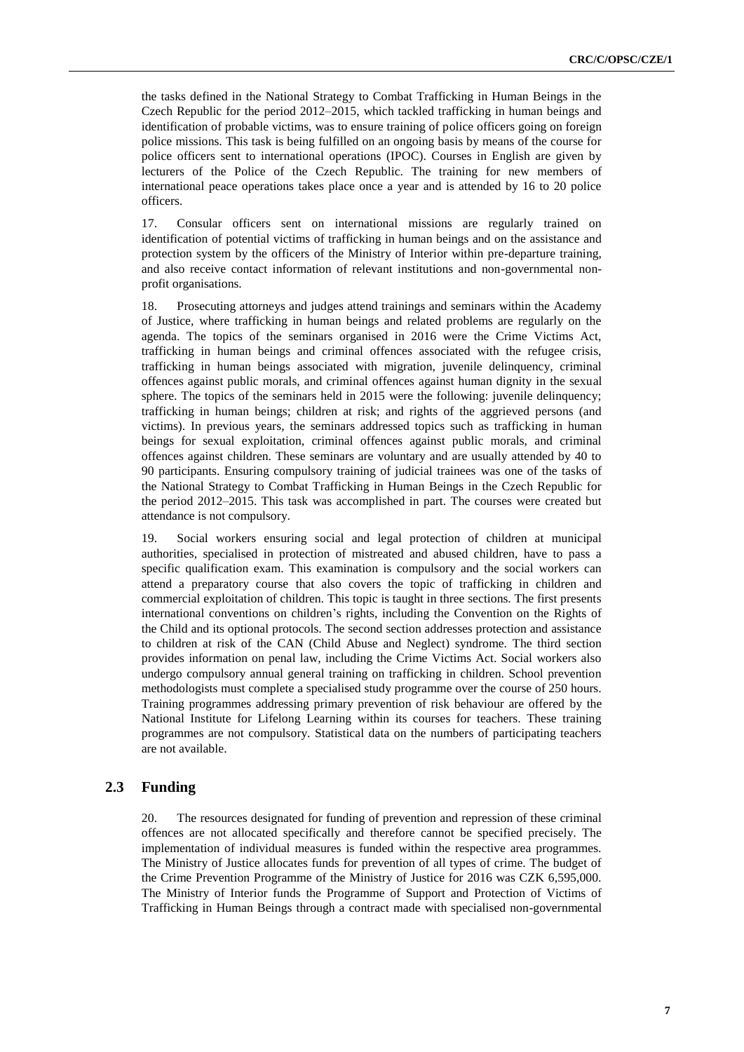the tasks defined in the National Strategy to Combat Trafficking in Human Beings in the Czech Republic for the period 2012–2015, which tackled trafficking in human beings and identification of probable victims, was to ensure training of police officers going on foreign police missions. This task is being fulfilled on an ongoing basis by means of the course for police officers sent to international operations (IPOC). Courses in English are given by lecturers of the Police of the Czech Republic. The training for new members of international peace operations takes place once a year and is attended by 16 to 20 police officers.

17. Consular officers sent on international missions are regularly trained on identification of potential victims of trafficking in human beings and on the assistance and protection system by the officers of the Ministry of Interior within pre-departure training, and also receive contact information of relevant institutions and non-governmental non-profit organisations.

18. Prosecuting attorneys and judges attend trainings and seminars within the Academy of Justice, where trafficking in human beings and related problems are regularly on the agenda. The topics of the seminars organised in 2016 were the Crime Victims Act, trafficking in human beings and criminal offences associated with the refugee crisis, trafficking in human beings associated with migration, juvenile delinquency, criminal offences against public morals, and criminal offences against human dignity in the sexual sphere. The topics of the seminars held in 2015 were the following: juvenile delinquency; trafficking in human beings; children at risk; and rights of the aggrieved persons (and victims). In previous years, the seminars addressed topics such as trafficking in human beings for sexual exploitation, criminal offences against public morals, and criminal offences against children. These seminars are voluntary and are usually attended by 40 to 90 participants. Ensuring compulsory training of judicial trainees was one of the tasks of the National Strategy to Combat Trafficking in Human Beings in the Czech Republic for the period 2012–2015. This task was accomplished in part. The courses were created but attendance is not compulsory.

19. Social workers ensuring social and legal protection of children at municipal authorities, specialised in protection of mistreated and abused children, have to pass a specific qualification exam. This examination is compulsory and the social workers can attend a preparatory course that also covers the topic of trafficking in children and commercial exploitation of children. This topic is taught in three sections. The first presents international conventions on children's rights, including the Convention on the Rights of the Child and its optional protocols. The second section addresses protection and assistance to children at risk of the CAN (Child Abuse and Neglect) syndrome. The third section provides information on penal law, including the Crime Victims Act. Social workers also undergo compulsory annual general training on trafficking in children. School prevention methodologists must complete a specialised study programme over the course of 250 hours. Training programmes addressing primary prevention of risk behaviour are offered by the National Institute for Lifelong Learning within its courses for teachers. These training programmes are not compulsory. Statistical data on the numbers of participating teachers are not available.

## 2.3 Funding

20. The resources designated for funding of prevention and repression of these criminal offences are not allocated specifically and therefore cannot be specified precisely. The implementation of individual measures is funded within the respective area programmes. The Ministry of Justice allocates funds for prevention of all types of crime. The budget of the Crime Prevention Programme of the Ministry of Justice for 2016 was CZK 6,595,000. The Ministry of Interior funds the Programme of Support and Protection of Victims of Trafficking in Human Beings through a contract made with specialised non-governmental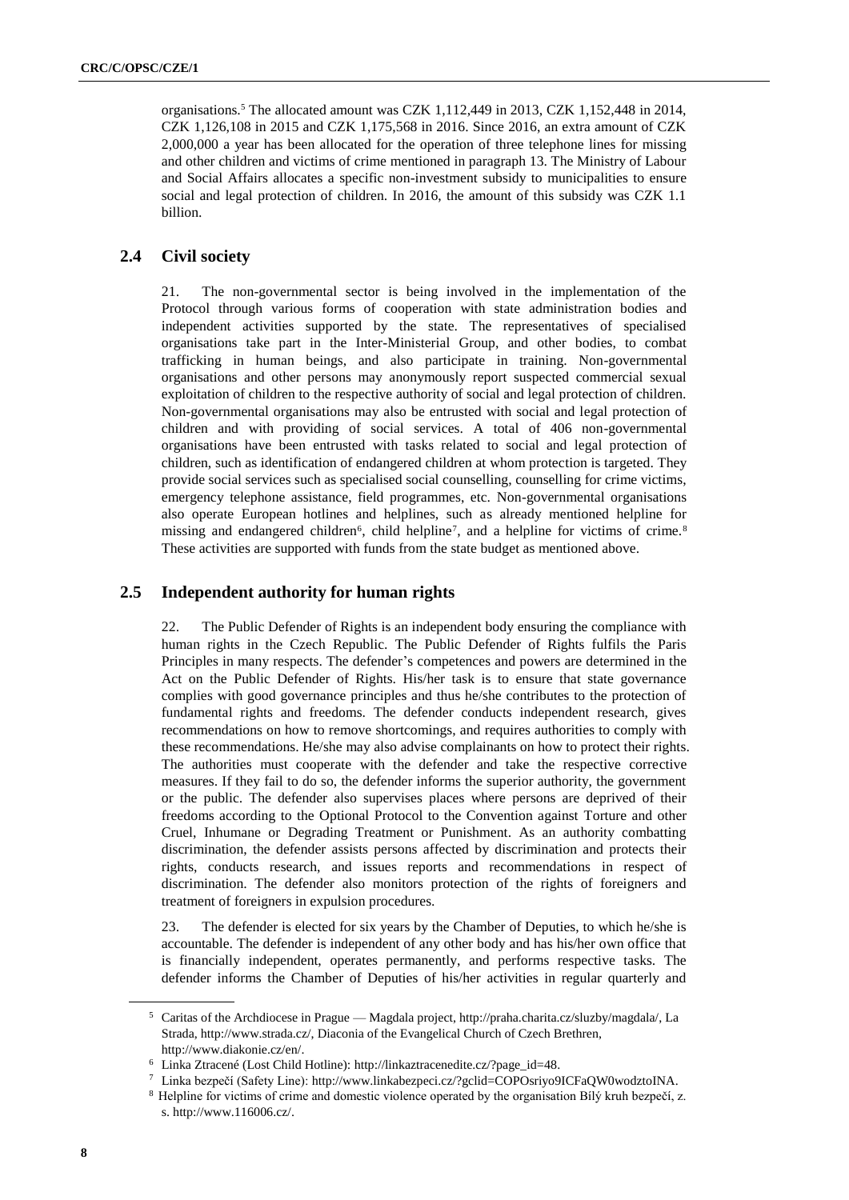organisations.[5] The allocated amount was CZK 1,112,449 in 2013, CZK 1,152,448 in 2014, CZK 1,126,108 in 2015 and CZK 1,175,568 in 2016. Since 2016, an extra amount of CZK 2,000,000 a year has been allocated for the operation of three telephone lines for missing and other children and victims of crime mentioned in paragraph 13. The Ministry of Labour and Social Affairs allocates a specific non-investment subsidy to municipalities to ensure social and legal protection of children. In 2016, the amount of this subsidy was CZK 1.1 billion.

## 2.4 Civil society

21. The non-governmental sector is being involved in the implementation of the Protocol through various forms of cooperation with state administration bodies and independent activities supported by the state. The representatives of specialised organisations take part in the Inter-Ministerial Group, and other bodies, to combat trafficking in human beings, and also participate in training. Non-governmental organisations and other persons may anonymously report suspected commercial sexual exploitation of children to the respective authority of social and legal protection of children. Non-governmental organisations may also be entrusted with social and legal protection of children and with providing of social services. A total of 406 non-governmental organisations have been entrusted with tasks related to social and legal protection of children, such as identification of endangered children at whom protection is targeted. They provide social services such as specialised social counselling, counselling for crime victims, emergency telephone assistance, field programmes, etc. Non-governmental organisations also operate European hotlines and helplines, such as already mentioned helpline for missing and endangered children[6], child helpline[7], and a helpline for victims of crime.[8] These activities are supported with funds from the state budget as mentioned above.

## 2.5 Independent authority for human rights

22. The Public Defender of Rights is an independent body ensuring the compliance with human rights in the Czech Republic. The Public Defender of Rights fulfils the Paris Principles in many respects. The defender's competences and powers are determined in the Act on the Public Defender of Rights. His/her task is to ensure that state governance complies with good governance principles and thus he/she contributes to the protection of fundamental rights and freedoms. The defender conducts independent research, gives recommendations on how to remove shortcomings, and requires authorities to comply with these recommendations. He/she may also advise complainants on how to protect their rights. The authorities must cooperate with the defender and take the respective corrective measures. If they fail to do so, the defender informs the superior authority, the government or the public. The defender also supervises places where persons are deprived of their freedoms according to the Optional Protocol to the Convention against Torture and other Cruel, Inhumane or Degrading Treatment or Punishment. As an authority combatting discrimination, the defender assists persons affected by discrimination and protects their rights, conducts research, and issues reports and recommendations in respect of discrimination. The defender also monitors protection of the rights of foreigners and treatment of foreigners in expulsion procedures.

23. The defender is elected for six years by the Chamber of Deputies, to which he/she is accountable. The defender is independent of any other body and has his/her own office that is financially independent, operates permanently, and performs respective tasks. The defender informs the Chamber of Deputies of his/her activities in regular quarterly and

---

[5] Caritas of the Archdiocese in Prague — Magdala project, http://praha.charita.cz/sluzby/magdala/, La Strada, http://www.strada.cz/, Diaconia of the Evangelical Church of Czech Brethren, http://www.diakonie.cz/en/.

[6] Linka Ztracené (Lost Child Hotline): http://linkaztracenedite.cz/?page_id=48.

[7] Linka bezpečí (Safety Line): http://www.linkabezpeci.cz/?gclid=COPOsriyo9ICFaQW0wodztoINA.

[8] Helpline for victims of crime and domestic violence operated by the organisation Bílý kruh bezpečí, z. s. http://www.116006.cz/.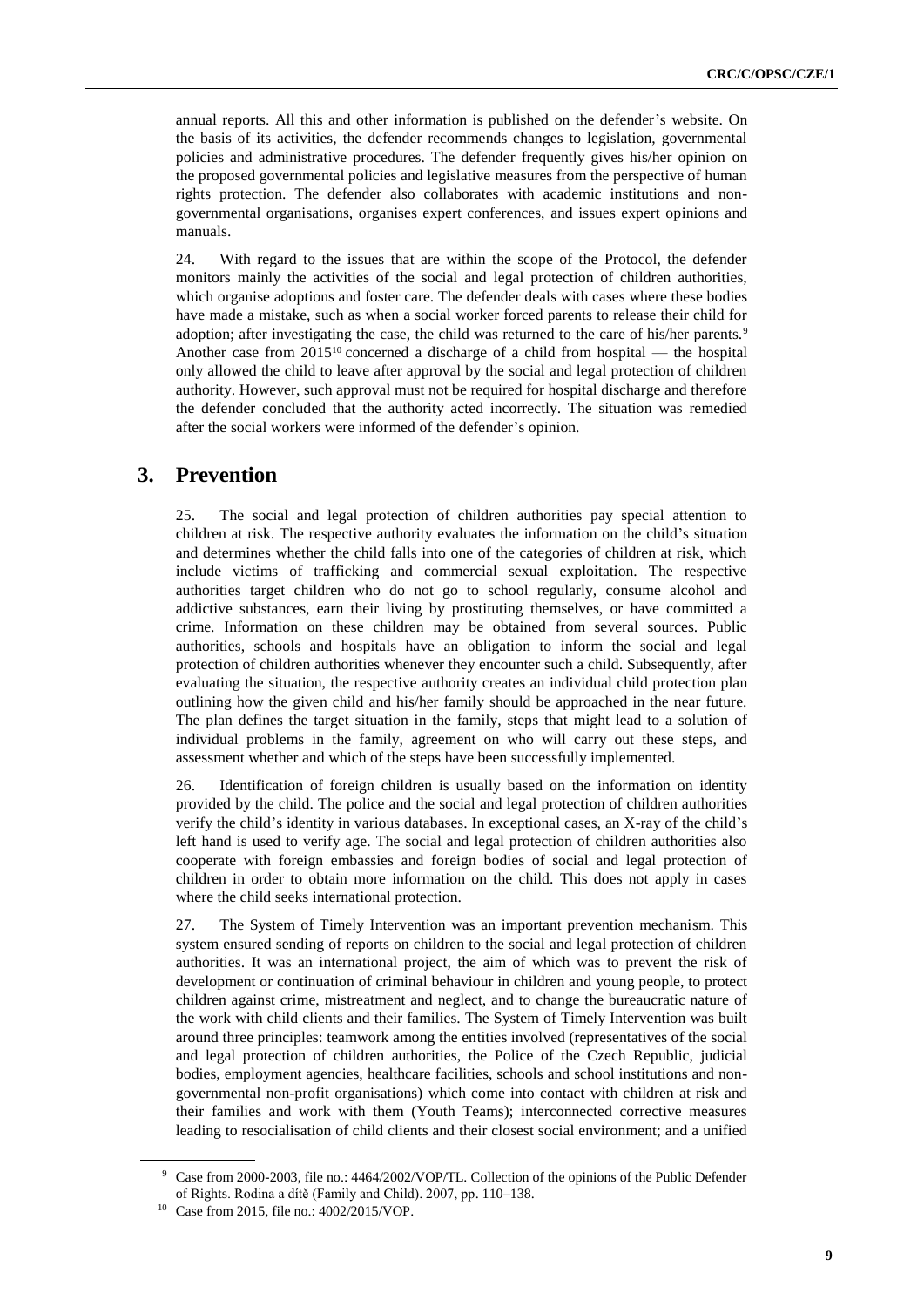annual reports. All this and other information is published on the defender's website. On the basis of its activities, the defender recommends changes to legislation, governmental policies and administrative procedures. The defender frequently gives his/her opinion on the proposed governmental policies and legislative measures from the perspective of human rights protection. The defender also collaborates with academic institutions and non-governmental organisations, organises expert conferences, and issues expert opinions and manuals.

24. With regard to the issues that are within the scope of the Protocol, the defender monitors mainly the activities of the social and legal protection of children authorities, which organise adoptions and foster care. The defender deals with cases where these bodies have made a mistake, such as when a social worker forced parents to release their child for adoption; after investigating the case, the child was returned to the care of his/her parents.[9] Another case from 2015[10] concerned a discharge of a child from hospital — the hospital only allowed the child to leave after approval by the social and legal protection of children authority. However, such approval must not be required for hospital discharge and therefore the defender concluded that the authority acted incorrectly. The situation was remedied after the social workers were informed of the defender's opinion.

## 3. Prevention

25. The social and legal protection of children authorities pay special attention to children at risk. The respective authority evaluates the information on the child's situation and determines whether the child falls into one of the categories of children at risk, which include victims of trafficking and commercial sexual exploitation. The respective authorities target children who do not go to school regularly, consume alcohol and addictive substances, earn their living by prostituting themselves, or have committed a crime. Information on these children may be obtained from several sources. Public authorities, schools and hospitals have an obligation to inform the social and legal protection of children authorities whenever they encounter such a child. Subsequently, after evaluating the situation, the respective authority creates an individual child protection plan outlining how the given child and his/her family should be approached in the near future. The plan defines the target situation in the family, steps that might lead to a solution of individual problems in the family, agreement on who will carry out these steps, and assessment whether and which of the steps have been successfully implemented.

26. Identification of foreign children is usually based on the information on identity provided by the child. The police and the social and legal protection of children authorities verify the child's identity in various databases. In exceptional cases, an X-ray of the child's left hand is used to verify age. The social and legal protection of children authorities also cooperate with foreign embassies and foreign bodies of social and legal protection of children in order to obtain more information on the child. This does not apply in cases where the child seeks international protection.

27. The System of Timely Intervention was an important prevention mechanism. This system ensured sending of reports on children to the social and legal protection of children authorities. It was an international project, the aim of which was to prevent the risk of development or continuation of criminal behaviour in children and young people, to protect children against crime, mistreatment and neglect, and to change the bureaucratic nature of the work with child clients and their families. The System of Timely Intervention was built around three principles: teamwork among the entities involved (representatives of the social and legal protection of children authorities, the Police of the Czech Republic, judicial bodies, employment agencies, healthcare facilities, schools and school institutions and non-governmental non-profit organisations) which come into contact with children at risk and their families and work with them (Youth Teams); interconnected corrective measures leading to resocialisation of child clients and their closest social environment; and a unified

---

[9] Case from 2000-2003, file no.: 4464/2002/VOP/TL. Collection of the opinions of the Public Defender of Rights. Rodina a dítě (Family and Child). 2007, pp. 110–138.

[10] Case from 2015, file no.: 4002/2015/VOP.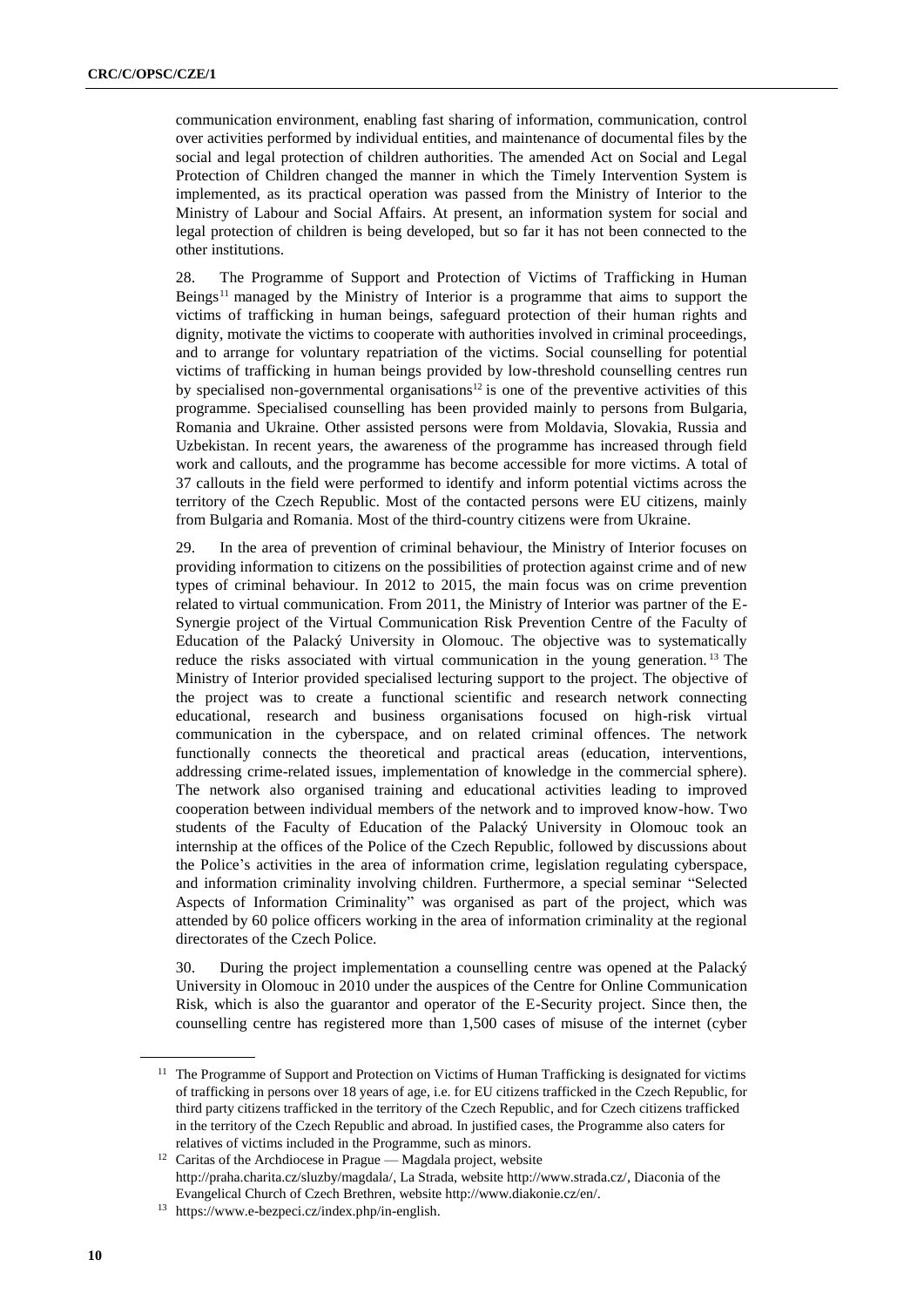communication environment, enabling fast sharing of information, communication, control over activities performed by individual entities, and maintenance of documental files by the social and legal protection of children authorities. The amended Act on Social and Legal Protection of Children changed the manner in which the Timely Intervention System is implemented, as its practical operation was passed from the Ministry of Interior to the Ministry of Labour and Social Affairs. At present, an information system for social and legal protection of children is being developed, but so far it has not been connected to the other institutions.

28. The Programme of Support and Protection of Victims of Trafficking in Human Beings[11] managed by the Ministry of Interior is a programme that aims to support the victims of trafficking in human beings, safeguard protection of their human rights and dignity, motivate the victims to cooperate with authorities involved in criminal proceedings, and to arrange for voluntary repatriation of the victims. Social counselling for potential victims of trafficking in human beings provided by low-threshold counselling centres run by specialised non-governmental organisations[12] is one of the preventive activities of this programme. Specialised counselling has been provided mainly to persons from Bulgaria, Romania and Ukraine. Other assisted persons were from Moldavia, Slovakia, Russia and Uzbekistan. In recent years, the awareness of the programme has increased through field work and callouts, and the programme has become accessible for more victims. A total of 37 callouts in the field were performed to identify and inform potential victims across the territory of the Czech Republic. Most of the contacted persons were EU citizens, mainly from Bulgaria and Romania. Most of the third-country citizens were from Ukraine.

29. In the area of prevention of criminal behaviour, the Ministry of Interior focuses on providing information to citizens on the possibilities of protection against crime and of new types of criminal behaviour. In 2012 to 2015, the main focus was on crime prevention related to virtual communication. From 2011, the Ministry of Interior was partner of the E-Synergie project of the Virtual Communication Risk Prevention Centre of the Faculty of Education of the Palacký University in Olomouc. The objective was to systematically reduce the risks associated with virtual communication in the young generation.[13] The Ministry of Interior provided specialised lecturing support to the project. The objective of the project was to create a functional scientific and research network connecting educational, research and business organisations focused on high-risk virtual communication in the cyberspace, and on related criminal offences. The network functionally connects the theoretical and practical areas (education, interventions, addressing crime-related issues, implementation of knowledge in the commercial sphere). The network also organised training and educational activities leading to improved cooperation between individual members of the network and to improved know-how. Two students of the Faculty of Education of the Palacký University in Olomouc took an internship at the offices of the Police of the Czech Republic, followed by discussions about the Police's activities in the area of information crime, legislation regulating cyberspace, and information criminality involving children. Furthermore, a special seminar "Selected Aspects of Information Criminality" was organised as part of the project, which was attended by 60 police officers working in the area of information criminality at the regional directorates of the Czech Police.

30. During the project implementation a counselling centre was opened at the Palacký University in Olomouc in 2010 under the auspices of the Centre for Online Communication Risk, which is also the guarantor and operator of the E-Security project. Since then, the counselling centre has registered more than 1,500 cases of misuse of the internet (cyber

---

[11] The Programme of Support and Protection on Victims of Human Trafficking is designated for victims of trafficking in persons over 18 years of age, i.e. for EU citizens trafficked in the Czech Republic, for third party citizens trafficked in the territory of the Czech Republic, and for Czech citizens trafficked in the territory of the Czech Republic and abroad. In justified cases, the Programme also caters for relatives of victims included in the Programme, such as minors.

[12] Caritas of the Archdiocese in Prague — Magdala project, website http://praha.charita.cz/sluzby/magdala/, La Strada, website http://www.strada.cz/, Diaconia of the Evangelical Church of Czech Brethren, website http://www.diakonie.cz/en/.

[13] https://www.e-bezpeci.cz/index.php/in-english.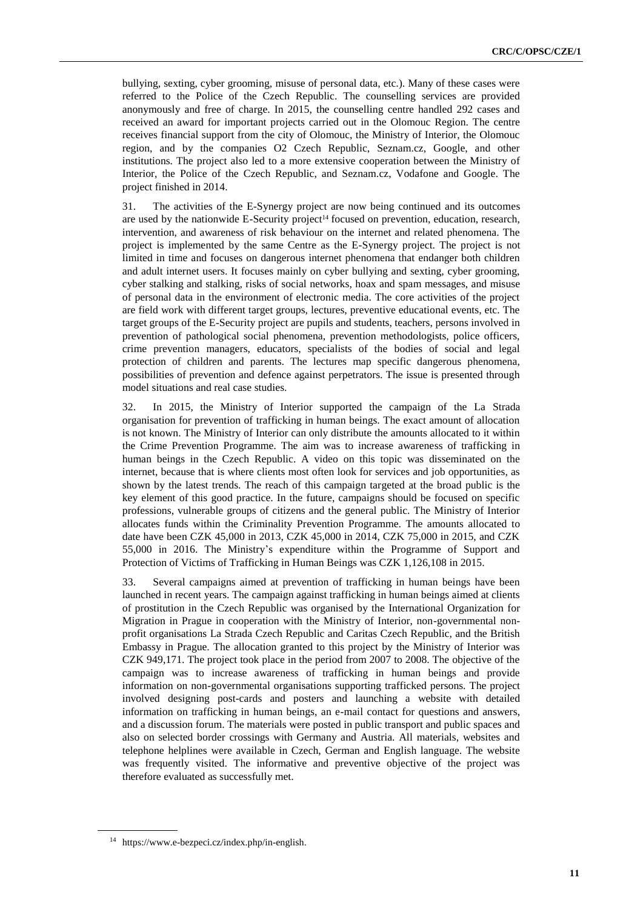bullying, sexting, cyber grooming, misuse of personal data, etc.). Many of these cases were referred to the Police of the Czech Republic. The counselling services are provided anonymously and free of charge. In 2015, the counselling centre handled 292 cases and received an award for important projects carried out in the Olomouc Region. The centre receives financial support from the city of Olomouc, the Ministry of Interior, the Olomouc region, and by the companies O2 Czech Republic, Seznam.cz, Google, and other institutions. The project also led to a more extensive cooperation between the Ministry of Interior, the Police of the Czech Republic, and Seznam.cz, Vodafone and Google. The project finished in 2014.

31. The activities of the E-Synergy project are now being continued and its outcomes are used by the nationwide E-Security project[14] focused on prevention, education, research, intervention, and awareness of risk behaviour on the internet and related phenomena. The project is implemented by the same Centre as the E-Synergy project. The project is not limited in time and focuses on dangerous internet phenomena that endanger both children and adult internet users. It focuses mainly on cyber bullying and sexting, cyber grooming, cyber stalking and stalking, risks of social networks, hoax and spam messages, and misuse of personal data in the environment of electronic media. The core activities of the project are field work with different target groups, lectures, preventive educational events, etc. The target groups of the E-Security project are pupils and students, teachers, persons involved in prevention of pathological social phenomena, prevention methodologists, police officers, crime prevention managers, educators, specialists of the bodies of social and legal protection of children and parents. The lectures map specific dangerous phenomena, possibilities of prevention and defence against perpetrators. The issue is presented through model situations and real case studies.

32. In 2015, the Ministry of Interior supported the campaign of the La Strada organisation for prevention of trafficking in human beings. The exact amount of allocation is not known. The Ministry of Interior can only distribute the amounts allocated to it within the Crime Prevention Programme. The aim was to increase awareness of trafficking in human beings in the Czech Republic. A video on this topic was disseminated on the internet, because that is where clients most often look for services and job opportunities, as shown by the latest trends. The reach of this campaign targeted at the broad public is the key element of this good practice. In the future, campaigns should be focused on specific professions, vulnerable groups of citizens and the general public. The Ministry of Interior allocates funds within the Criminality Prevention Programme. The amounts allocated to date have been CZK 45,000 in 2013, CZK 45,000 in 2014, CZK 75,000 in 2015, and CZK 55,000 in 2016. The Ministry's expenditure within the Programme of Support and Protection of Victims of Trafficking in Human Beings was CZK 1,126,108 in 2015.

33. Several campaigns aimed at prevention of trafficking in human beings have been launched in recent years. The campaign against trafficking in human beings aimed at clients of prostitution in the Czech Republic was organised by the International Organization for Migration in Prague in cooperation with the Ministry of Interior, non-governmental non-profit organisations La Strada Czech Republic and Caritas Czech Republic, and the British Embassy in Prague. The allocation granted to this project by the Ministry of Interior was CZK 949,171. The project took place in the period from 2007 to 2008. The objective of the campaign was to increase awareness of trafficking in human beings and provide information on non-governmental organisations supporting trafficked persons. The project involved designing post-cards and posters and launching a website with detailed information on trafficking in human beings, an e-mail contact for questions and answers, and a discussion forum. The materials were posted in public transport and public spaces and also on selected border crossings with Germany and Austria. All materials, websites and telephone helplines were available in Czech, German and English language. The website was frequently visited. The informative and preventive objective of the project was therefore evaluated as successfully met.

[14] https://www.e-bezpeci.cz/index.php/in-english.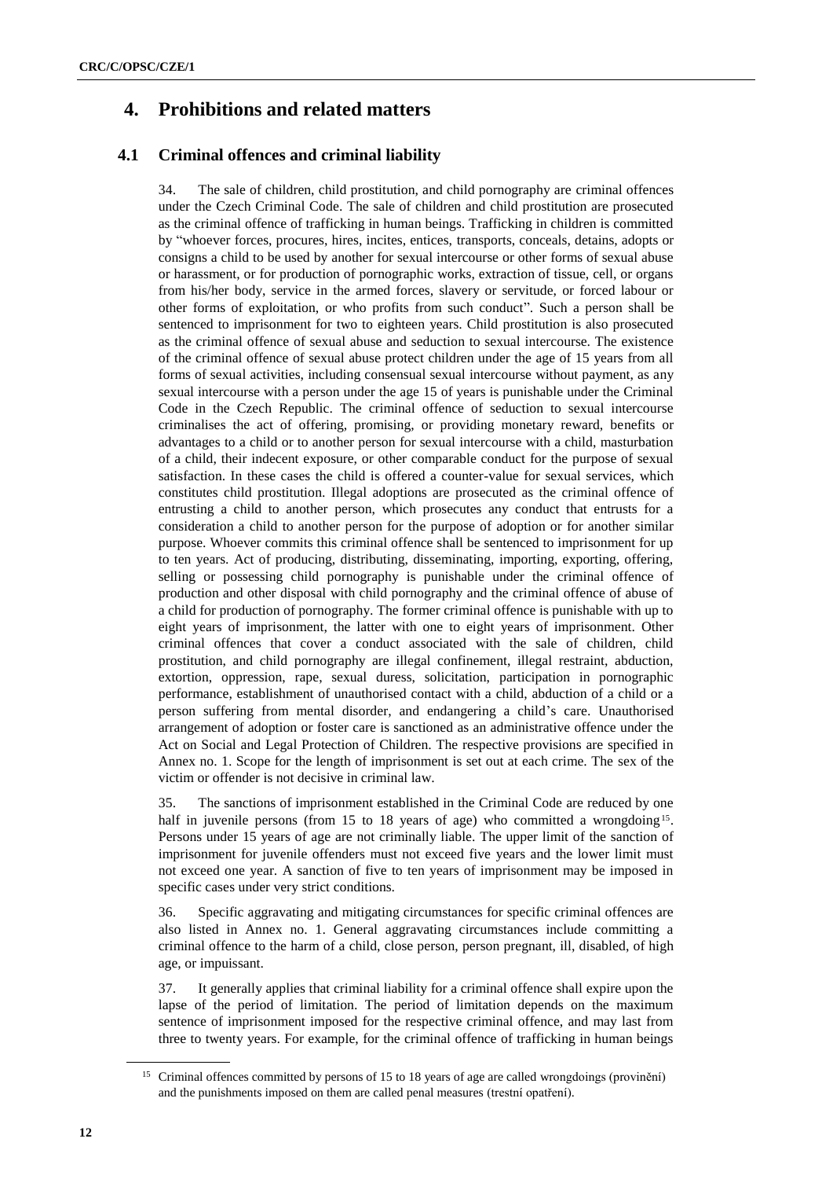# 4. Prohibitions and related matters

## 4.1 Criminal offences and criminal liability

34. The sale of children, child prostitution, and child pornography are criminal offences under the Czech Criminal Code. The sale of children and child prostitution are prosecuted as the criminal offence of trafficking in human beings. Trafficking in children is committed by "whoever forces, procures, hires, incites, entices, transports, conceals, detains, adopts or consigns a child to be used by another for sexual intercourse or other forms of sexual abuse or harassment, or for production of pornographic works, extraction of tissue, cell, or organs from his/her body, service in the armed forces, slavery or servitude, or forced labour or other forms of exploitation, or who profits from such conduct". Such a person shall be sentenced to imprisonment for two to eighteen years. Child prostitution is also prosecuted as the criminal offence of sexual abuse and seduction to sexual intercourse. The existence of the criminal offence of sexual abuse protect children under the age of 15 years from all forms of sexual activities, including consensual sexual intercourse without payment, as any sexual intercourse with a person under the age 15 of years is punishable under the Criminal Code in the Czech Republic. The criminal offence of seduction to sexual intercourse criminalises the act of offering, promising, or providing monetary reward, benefits or advantages to a child or to another person for sexual intercourse with a child, masturbation of a child, their indecent exposure, or other comparable conduct for the purpose of sexual satisfaction. In these cases the child is offered a counter-value for sexual services, which constitutes child prostitution. Illegal adoptions are prosecuted as the criminal offence of entrusting a child to another person, which prosecutes any conduct that entrusts for a consideration a child to another person for the purpose of adoption or for another similar purpose. Whoever commits this criminal offence shall be sentenced to imprisonment for up to ten years. Act of producing, distributing, disseminating, importing, exporting, offering, selling or possessing child pornography is punishable under the criminal offence of production and other disposal with child pornography and the criminal offence of abuse of a child for production of pornography. The former criminal offence is punishable with up to eight years of imprisonment, the latter with one to eight years of imprisonment. Other criminal offences that cover a conduct associated with the sale of children, child prostitution, and child pornography are illegal confinement, illegal restraint, abduction, extortion, oppression, rape, sexual duress, solicitation, participation in pornographic performance, establishment of unauthorised contact with a child, abduction of a child or a person suffering from mental disorder, and endangering a child's care. Unauthorised arrangement of adoption or foster care is sanctioned as an administrative offence under the Act on Social and Legal Protection of Children. The respective provisions are specified in Annex no. 1. Scope for the length of imprisonment is set out at each crime. The sex of the victim or offender is not decisive in criminal law.

35. The sanctions of imprisonment established in the Criminal Code are reduced by one half in juvenile persons (from 15 to 18 years of age) who committed a wrongdoing[15]. Persons under 15 years of age are not criminally liable. The upper limit of the sanction of imprisonment for juvenile offenders must not exceed five years and the lower limit must not exceed one year. A sanction of five to ten years of imprisonment may be imposed in specific cases under very strict conditions.

36. Specific aggravating and mitigating circumstances for specific criminal offences are also listed in Annex no. 1. General aggravating circumstances include committing a criminal offence to the harm of a child, close person, person pregnant, ill, disabled, of high age, or impuissant.

37. It generally applies that criminal liability for a criminal offence shall expire upon the lapse of the period of limitation. The period of limitation depends on the maximum sentence of imprisonment imposed for the respective criminal offence, and may last from three to twenty years. For example, for the criminal offence of trafficking in human beings

[15] Criminal offences committed by persons of 15 to 18 years of age are called wrongdoings (provinění) and the punishments imposed on them are called penal measures (trestní opatření).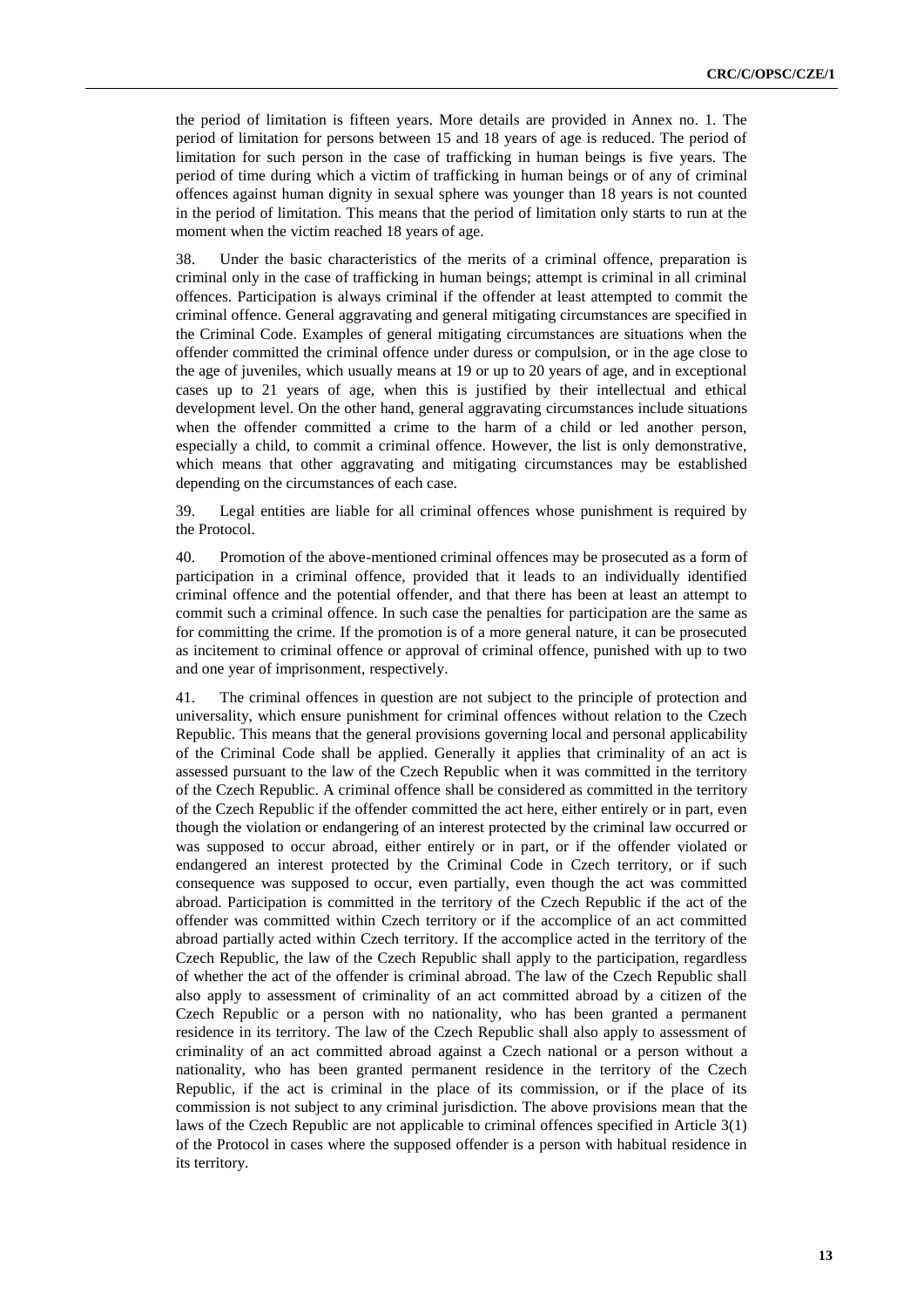the period of limitation is fifteen years. More details are provided in Annex no. 1. The period of limitation for persons between 15 and 18 years of age is reduced. The period of limitation for such person in the case of trafficking in human beings is five years. The period of time during which a victim of trafficking in human beings or of any of criminal offences against human dignity in sexual sphere was younger than 18 years is not counted in the period of limitation. This means that the period of limitation only starts to run at the moment when the victim reached 18 years of age.

38. Under the basic characteristics of the merits of a criminal offence, preparation is criminal only in the case of trafficking in human beings; attempt is criminal in all criminal offences. Participation is always criminal if the offender at least attempted to commit the criminal offence. General aggravating and general mitigating circumstances are specified in the Criminal Code. Examples of general mitigating circumstances are situations when the offender committed the criminal offence under duress or compulsion, or in the age close to the age of juveniles, which usually means at 19 or up to 20 years of age, and in exceptional cases up to 21 years of age, when this is justified by their intellectual and ethical development level. On the other hand, general aggravating circumstances include situations when the offender committed a crime to the harm of a child or led another person, especially a child, to commit a criminal offence. However, the list is only demonstrative, which means that other aggravating and mitigating circumstances may be established depending on the circumstances of each case.

39. Legal entities are liable for all criminal offences whose punishment is required by the Protocol.

40. Promotion of the above-mentioned criminal offences may be prosecuted as a form of participation in a criminal offence, provided that it leads to an individually identified criminal offence and the potential offender, and that there has been at least an attempt to commit such a criminal offence. In such case the penalties for participation are the same as for committing the crime. If the promotion is of a more general nature, it can be prosecuted as incitement to criminal offence or approval of criminal offence, punished with up to two and one year of imprisonment, respectively.

41. The criminal offences in question are not subject to the principle of protection and universality, which ensure punishment for criminal offences without relation to the Czech Republic. This means that the general provisions governing local and personal applicability of the Criminal Code shall be applied. Generally it applies that criminality of an act is assessed pursuant to the law of the Czech Republic when it was committed in the territory of the Czech Republic. A criminal offence shall be considered as committed in the territory of the Czech Republic if the offender committed the act here, either entirely or in part, even though the violation or endangering of an interest protected by the criminal law occurred or was supposed to occur abroad, either entirely or in part, or if the offender violated or endangered an interest protected by the Criminal Code in Czech territory, or if such consequence was supposed to occur, even partially, even though the act was committed abroad. Participation is committed in the territory of the Czech Republic if the act of the offender was committed within Czech territory or if the accomplice of an act committed abroad partially acted within Czech territory. If the accomplice acted in the territory of the Czech Republic, the law of the Czech Republic shall apply to the participation, regardless of whether the act of the offender is criminal abroad. The law of the Czech Republic shall also apply to assessment of criminality of an act committed abroad by a citizen of the Czech Republic or a person with no nationality, who has been granted a permanent residence in its territory. The law of the Czech Republic shall also apply to assessment of criminality of an act committed abroad against a Czech national or a person without a nationality, who has been granted permanent residence in the territory of the Czech Republic, if the act is criminal in the place of its commission, or if the place of its commission is not subject to any criminal jurisdiction. The above provisions mean that the laws of the Czech Republic are not applicable to criminal offences specified in Article 3(1) of the Protocol in cases where the supposed offender is a person with habitual residence in its territory.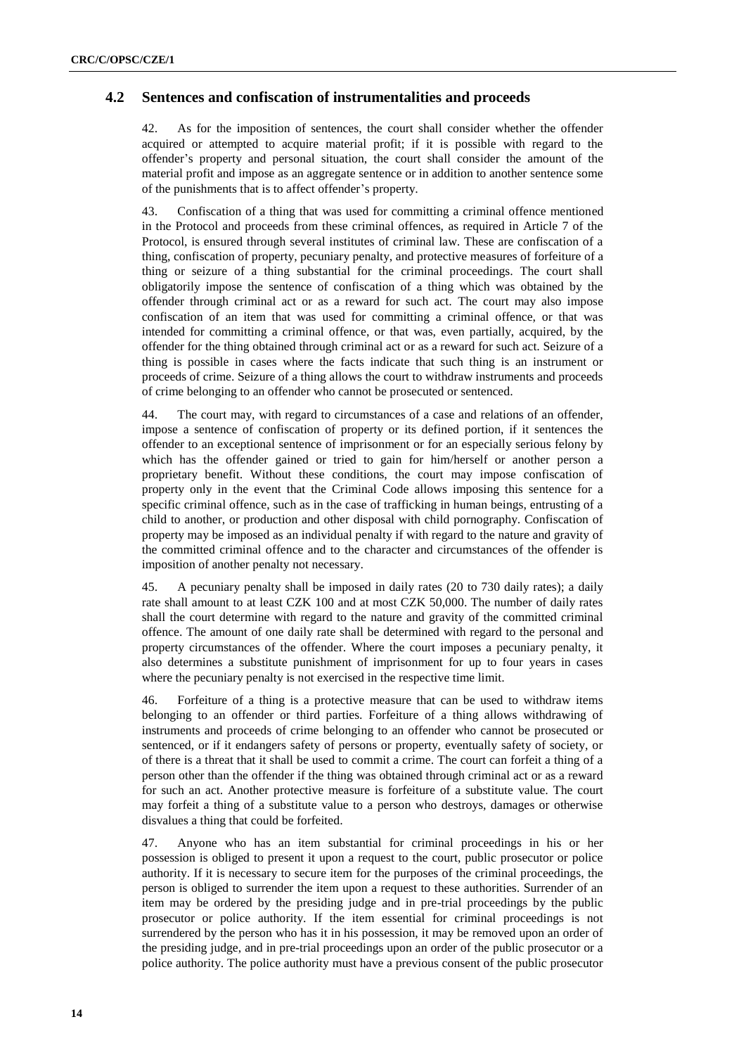## 4.2 Sentences and confiscation of instrumentalities and proceeds

42. As for the imposition of sentences, the court shall consider whether the offender acquired or attempted to acquire material profit; if it is possible with regard to the offender's property and personal situation, the court shall consider the amount of the material profit and impose as an aggregate sentence or in addition to another sentence some of the punishments that is to affect offender's property.

43. Confiscation of a thing that was used for committing a criminal offence mentioned in the Protocol and proceeds from these criminal offences, as required in Article 7 of the Protocol, is ensured through several institutes of criminal law. These are confiscation of a thing, confiscation of property, pecuniary penalty, and protective measures of forfeiture of a thing or seizure of a thing substantial for the criminal proceedings. The court shall obligatorily impose the sentence of confiscation of a thing which was obtained by the offender through criminal act or as a reward for such act. The court may also impose confiscation of an item that was used for committing a criminal offence, or that was intended for committing a criminal offence, or that was, even partially, acquired, by the offender for the thing obtained through criminal act or as a reward for such act. Seizure of a thing is possible in cases where the facts indicate that such thing is an instrument or proceeds of crime. Seizure of a thing allows the court to withdraw instruments and proceeds of crime belonging to an offender who cannot be prosecuted or sentenced.

44. The court may, with regard to circumstances of a case and relations of an offender, impose a sentence of confiscation of property or its defined portion, if it sentences the offender to an exceptional sentence of imprisonment or for an especially serious felony by which has the offender gained or tried to gain for him/herself or another person a proprietary benefit. Without these conditions, the court may impose confiscation of property only in the event that the Criminal Code allows imposing this sentence for a specific criminal offence, such as in the case of trafficking in human beings, entrusting of a child to another, or production and other disposal with child pornography. Confiscation of property may be imposed as an individual penalty if with regard to the nature and gravity of the committed criminal offence and to the character and circumstances of the offender is imposition of another penalty not necessary.

45. A pecuniary penalty shall be imposed in daily rates (20 to 730 daily rates); a daily rate shall amount to at least CZK 100 and at most CZK 50,000. The number of daily rates shall the court determine with regard to the nature and gravity of the committed criminal offence. The amount of one daily rate shall be determined with regard to the personal and property circumstances of the offender. Where the court imposes a pecuniary penalty, it also determines a substitute punishment of imprisonment for up to four years in cases where the pecuniary penalty is not exercised in the respective time limit.

46. Forfeiture of a thing is a protective measure that can be used to withdraw items belonging to an offender or third parties. Forfeiture of a thing allows withdrawing of instruments and proceeds of crime belonging to an offender who cannot be prosecuted or sentenced, or if it endangers safety of persons or property, eventually safety of society, or of there is a threat that it shall be used to commit a crime. The court can forfeit a thing of a person other than the offender if the thing was obtained through criminal act or as a reward for such an act. Another protective measure is forfeiture of a substitute value. The court may forfeit a thing of a substitute value to a person who destroys, damages or otherwise disvalues a thing that could be forfeited.

47. Anyone who has an item substantial for criminal proceedings in his or her possession is obliged to present it upon a request to the court, public prosecutor or police authority. If it is necessary to secure item for the purposes of the criminal proceedings, the person is obliged to surrender the item upon a request to these authorities. Surrender of an item may be ordered by the presiding judge and in pre-trial proceedings by the public prosecutor or police authority. If the item essential for criminal proceedings is not surrendered by the person who has it in his possession, it may be removed upon an order of the presiding judge, and in pre-trial proceedings upon an order of the public prosecutor or a police authority. The police authority must have a previous consent of the public prosecutor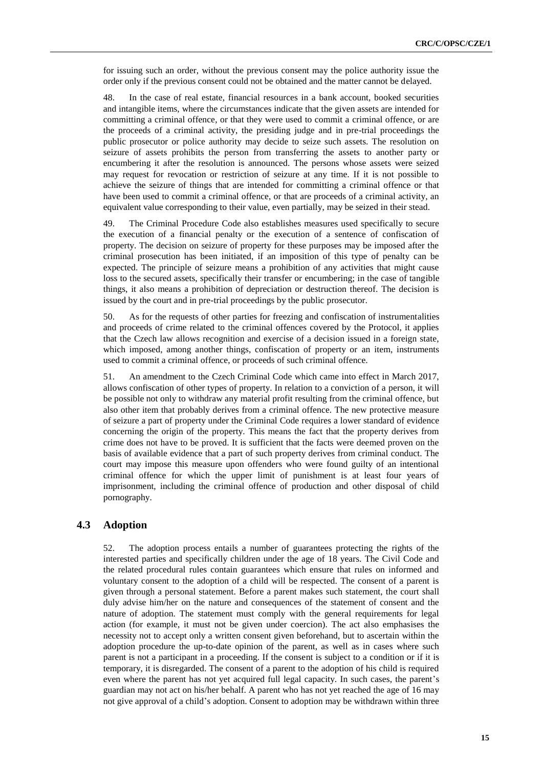for issuing such an order, without the previous consent may the police authority issue the order only if the previous consent could not be obtained and the matter cannot be delayed.

48. In the case of real estate, financial resources in a bank account, booked securities and intangible items, where the circumstances indicate that the given assets are intended for committing a criminal offence, or that they were used to commit a criminal offence, or are the proceeds of a criminal activity, the presiding judge and in pre-trial proceedings the public prosecutor or police authority may decide to seize such assets. The resolution on seizure of assets prohibits the person from transferring the assets to another party or encumbering it after the resolution is announced. The persons whose assets were seized may request for revocation or restriction of seizure at any time. If it is not possible to achieve the seizure of things that are intended for committing a criminal offence or that have been used to commit a criminal offence, or that are proceeds of a criminal activity, an equivalent value corresponding to their value, even partially, may be seized in their stead.

49. The Criminal Procedure Code also establishes measures used specifically to secure the execution of a financial penalty or the execution of a sentence of confiscation of property. The decision on seizure of property for these purposes may be imposed after the criminal prosecution has been initiated, if an imposition of this type of penalty can be expected. The principle of seizure means a prohibition of any activities that might cause loss to the secured assets, specifically their transfer or encumbering; in the case of tangible things, it also means a prohibition of depreciation or destruction thereof. The decision is issued by the court and in pre-trial proceedings by the public prosecutor.

50. As for the requests of other parties for freezing and confiscation of instrumentalities and proceeds of crime related to the criminal offences covered by the Protocol, it applies that the Czech law allows recognition and exercise of a decision issued in a foreign state, which imposed, among another things, confiscation of property or an item, instruments used to commit a criminal offence, or proceeds of such criminal offence.

51. An amendment to the Czech Criminal Code which came into effect in March 2017, allows confiscation of other types of property. In relation to a conviction of a person, it will be possible not only to withdraw any material profit resulting from the criminal offence, but also other item that probably derives from a criminal offence. The new protective measure of seizure a part of property under the Criminal Code requires a lower standard of evidence concerning the origin of the property. This means the fact that the property derives from crime does not have to be proved. It is sufficient that the facts were deemed proven on the basis of available evidence that a part of such property derives from criminal conduct. The court may impose this measure upon offenders who were found guilty of an intentional criminal offence for which the upper limit of punishment is at least four years of imprisonment, including the criminal offence of production and other disposal of child pornography.

## 4.3 Adoption

52. The adoption process entails a number of guarantees protecting the rights of the interested parties and specifically children under the age of 18 years. The Civil Code and the related procedural rules contain guarantees which ensure that rules on informed and voluntary consent to the adoption of a child will be respected. The consent of a parent is given through a personal statement. Before a parent makes such statement, the court shall duly advise him/her on the nature and consequences of the statement of consent and the nature of adoption. The statement must comply with the general requirements for legal action (for example, it must not be given under coercion). The act also emphasises the necessity not to accept only a written consent given beforehand, but to ascertain within the adoption procedure the up-to-date opinion of the parent, as well as in cases where such parent is not a participant in a proceeding. If the consent is subject to a condition or if it is temporary, it is disregarded. The consent of a parent to the adoption of his child is required even where the parent has not yet acquired full legal capacity. In such cases, the parent's guardian may not act on his/her behalf. A parent who has not yet reached the age of 16 may not give approval of a child's adoption. Consent to adoption may be withdrawn within three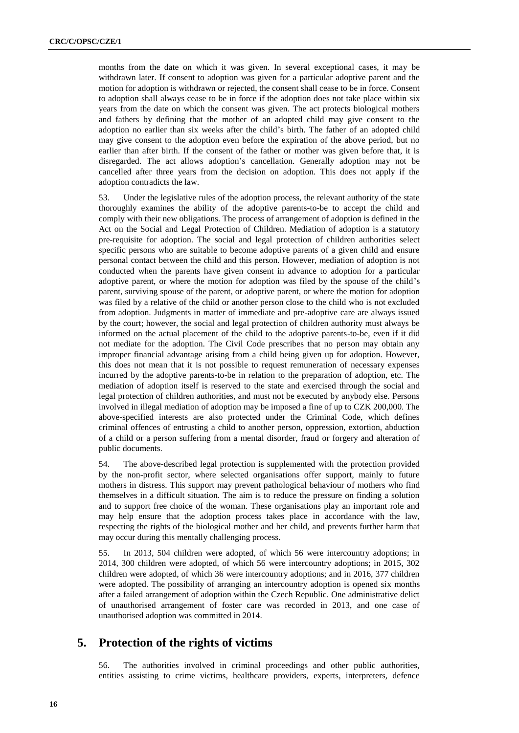months from the date on which it was given. In several exceptional cases, it may be withdrawn later. If consent to adoption was given for a particular adoptive parent and the motion for adoption is withdrawn or rejected, the consent shall cease to be in force. Consent to adoption shall always cease to be in force if the adoption does not take place within six years from the date on which the consent was given. The act protects biological mothers and fathers by defining that the mother of an adopted child may give consent to the adoption no earlier than six weeks after the child's birth. The father of an adopted child may give consent to the adoption even before the expiration of the above period, but no earlier than after birth. If the consent of the father or mother was given before that, it is disregarded. The act allows adoption's cancellation. Generally adoption may not be cancelled after three years from the decision on adoption. This does not apply if the adoption contradicts the law.

53. Under the legislative rules of the adoption process, the relevant authority of the state thoroughly examines the ability of the adoptive parents-to-be to accept the child and comply with their new obligations. The process of arrangement of adoption is defined in the Act on the Social and Legal Protection of Children. Mediation of adoption is a statutory pre-requisite for adoption. The social and legal protection of children authorities select specific persons who are suitable to become adoptive parents of a given child and ensure personal contact between the child and this person. However, mediation of adoption is not conducted when the parents have given consent in advance to adoption for a particular adoptive parent, or where the motion for adoption was filed by the spouse of the child's parent, surviving spouse of the parent, or adoptive parent, or where the motion for adoption was filed by a relative of the child or another person close to the child who is not excluded from adoption. Judgments in matter of immediate and pre-adoptive care are always issued by the court; however, the social and legal protection of children authority must always be informed on the actual placement of the child to the adoptive parents-to-be, even if it did not mediate for the adoption. The Civil Code prescribes that no person may obtain any improper financial advantage arising from a child being given up for adoption. However, this does not mean that it is not possible to request remuneration of necessary expenses incurred by the adoptive parents-to-be in relation to the preparation of adoption, etc. The mediation of adoption itself is reserved to the state and exercised through the social and legal protection of children authorities, and must not be executed by anybody else. Persons involved in illegal mediation of adoption may be imposed a fine of up to CZK 200,000. The above-specified interests are also protected under the Criminal Code, which defines criminal offences of entrusting a child to another person, oppression, extortion, abduction of a child or a person suffering from a mental disorder, fraud or forgery and alteration of public documents.

54. The above-described legal protection is supplemented with the protection provided by the non-profit sector, where selected organisations offer support, mainly to future mothers in distress. This support may prevent pathological behaviour of mothers who find themselves in a difficult situation. The aim is to reduce the pressure on finding a solution and to support free choice of the woman. These organisations play an important role and may help ensure that the adoption process takes place in accordance with the law, respecting the rights of the biological mother and her child, and prevents further harm that may occur during this mentally challenging process.

55. In 2013, 504 children were adopted, of which 56 were intercountry adoptions; in 2014, 300 children were adopted, of which 56 were intercountry adoptions; in 2015, 302 children were adopted, of which 36 were intercountry adoptions; and in 2016, 377 children were adopted. The possibility of arranging an intercountry adoption is opened six months after a failed arrangement of adoption within the Czech Republic. One administrative delict of unauthorised arrangement of foster care was recorded in 2013, and one case of unauthorised adoption was committed in 2014.

## 5. Protection of the rights of victims

56. The authorities involved in criminal proceedings and other public authorities, entities assisting to crime victims, healthcare providers, experts, interpreters, defence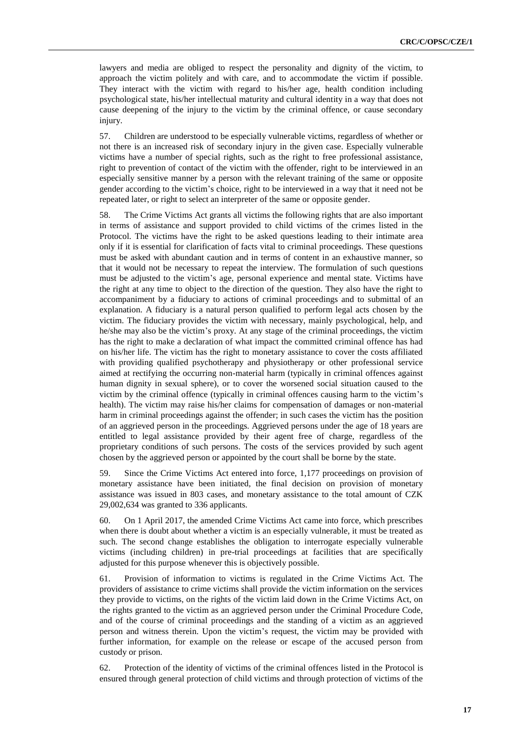lawyers and media are obliged to respect the personality and dignity of the victim, to approach the victim politely and with care, and to accommodate the victim if possible. They interact with the victim with regard to his/her age, health condition including psychological state, his/her intellectual maturity and cultural identity in a way that does not cause deepening of the injury to the victim by the criminal offence, or cause secondary injury.

57. Children are understood to be especially vulnerable victims, regardless of whether or not there is an increased risk of secondary injury in the given case. Especially vulnerable victims have a number of special rights, such as the right to free professional assistance, right to prevention of contact of the victim with the offender, right to be interviewed in an especially sensitive manner by a person with the relevant training of the same or opposite gender according to the victim's choice, right to be interviewed in a way that it need not be repeated later, or right to select an interpreter of the same or opposite gender.

58. The Crime Victims Act grants all victims the following rights that are also important in terms of assistance and support provided to child victims of the crimes listed in the Protocol. The victims have the right to be asked questions leading to their intimate area only if it is essential for clarification of facts vital to criminal proceedings. These questions must be asked with abundant caution and in terms of content in an exhaustive manner, so that it would not be necessary to repeat the interview. The formulation of such questions must be adjusted to the victim's age, personal experience and mental state. Victims have the right at any time to object to the direction of the question. They also have the right to accompaniment by a fiduciary to actions of criminal proceedings and to submittal of an explanation. A fiduciary is a natural person qualified to perform legal acts chosen by the victim. The fiduciary provides the victim with necessary, mainly psychological, help, and he/she may also be the victim's proxy. At any stage of the criminal proceedings, the victim has the right to make a declaration of what impact the committed criminal offence has had on his/her life. The victim has the right to monetary assistance to cover the costs affiliated with providing qualified psychotherapy and physiotherapy or other professional service aimed at rectifying the occurring non-material harm (typically in criminal offences against human dignity in sexual sphere), or to cover the worsened social situation caused to the victim by the criminal offence (typically in criminal offences causing harm to the victim's health). The victim may raise his/her claims for compensation of damages or non-material harm in criminal proceedings against the offender; in such cases the victim has the position of an aggrieved person in the proceedings. Aggrieved persons under the age of 18 years are entitled to legal assistance provided by their agent free of charge, regardless of the proprietary conditions of such persons. The costs of the services provided by such agent chosen by the aggrieved person or appointed by the court shall be borne by the state.

59. Since the Crime Victims Act entered into force, 1,177 proceedings on provision of monetary assistance have been initiated, the final decision on provision of monetary assistance was issued in 803 cases, and monetary assistance to the total amount of CZK 29,002,634 was granted to 336 applicants.

60. On 1 April 2017, the amended Crime Victims Act came into force, which prescribes when there is doubt about whether a victim is an especially vulnerable, it must be treated as such. The second change establishes the obligation to interrogate especially vulnerable victims (including children) in pre-trial proceedings at facilities that are specifically adjusted for this purpose whenever this is objectively possible.

61. Provision of information to victims is regulated in the Crime Victims Act. The providers of assistance to crime victims shall provide the victim information on the services they provide to victims, on the rights of the victim laid down in the Crime Victims Act, on the rights granted to the victim as an aggrieved person under the Criminal Procedure Code, and of the course of criminal proceedings and the standing of a victim as an aggrieved person and witness therein. Upon the victim's request, the victim may be provided with further information, for example on the release or escape of the accused person from custody or prison.

62. Protection of the identity of victims of the criminal offences listed in the Protocol is ensured through general protection of child victims and through protection of victims of the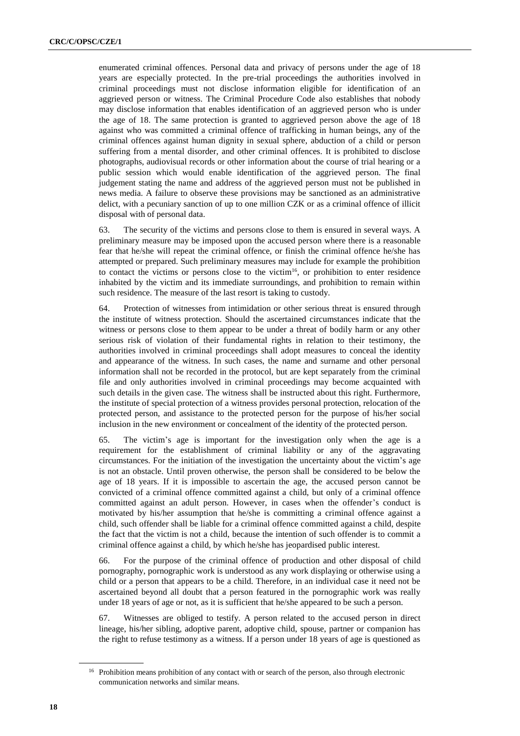enumerated criminal offences. Personal data and privacy of persons under the age of 18 years are especially protected. In the pre-trial proceedings the authorities involved in criminal proceedings must not disclose information eligible for identification of an aggrieved person or witness. The Criminal Procedure Code also establishes that nobody may disclose information that enables identification of an aggrieved person who is under the age of 18. The same protection is granted to aggrieved person above the age of 18 against who was committed a criminal offence of trafficking in human beings, any of the criminal offences against human dignity in sexual sphere, abduction of a child or person suffering from a mental disorder, and other criminal offences. It is prohibited to disclose photographs, audiovisual records or other information about the course of trial hearing or a public session which would enable identification of the aggrieved person. The final judgement stating the name and address of the aggrieved person must not be published in news media. A failure to observe these provisions may be sanctioned as an administrative delict, with a pecuniary sanction of up to one million CZK or as a criminal offence of illicit disposal with of personal data.

63. The security of the victims and persons close to them is ensured in several ways. A preliminary measure may be imposed upon the accused person where there is a reasonable fear that he/she will repeat the criminal offence, or finish the criminal offence he/she has attempted or prepared. Such preliminary measures may include for example the prohibition to contact the victims or persons close to the victim[16], or prohibition to enter residence inhabited by the victim and its immediate surroundings, and prohibition to remain within such residence. The measure of the last resort is taking to custody.

64. Protection of witnesses from intimidation or other serious threat is ensured through the institute of witness protection. Should the ascertained circumstances indicate that the witness or persons close to them appear to be under a threat of bodily harm or any other serious risk of violation of their fundamental rights in relation to their testimony, the authorities involved in criminal proceedings shall adopt measures to conceal the identity and appearance of the witness. In such cases, the name and surname and other personal information shall not be recorded in the protocol, but are kept separately from the criminal file and only authorities involved in criminal proceedings may become acquainted with such details in the given case. The witness shall be instructed about this right. Furthermore, the institute of special protection of a witness provides personal protection, relocation of the protected person, and assistance to the protected person for the purpose of his/her social inclusion in the new environment or concealment of the identity of the protected person.

65. The victim's age is important for the investigation only when the age is a requirement for the establishment of criminal liability or any of the aggravating circumstances. For the initiation of the investigation the uncertainty about the victim's age is not an obstacle. Until proven otherwise, the person shall be considered to be below the age of 18 years. If it is impossible to ascertain the age, the accused person cannot be convicted of a criminal offence committed against a child, but only of a criminal offence committed against an adult person. However, in cases when the offender's conduct is motivated by his/her assumption that he/she is committing a criminal offence against a child, such offender shall be liable for a criminal offence committed against a child, despite the fact that the victim is not a child, because the intention of such offender is to commit a criminal offence against a child, by which he/she has jeopardised public interest.

66. For the purpose of the criminal offence of production and other disposal of child pornography, pornographic work is understood as any work displaying or otherwise using a child or a person that appears to be a child. Therefore, in an individual case it need not be ascertained beyond all doubt that a person featured in the pornographic work was really under 18 years of age or not, as it is sufficient that he/she appeared to be such a person.

67. Witnesses are obliged to testify. A person related to the accused person in direct lineage, his/her sibling, adoptive parent, adoptive child, spouse, partner or companion has the right to refuse testimony as a witness. If a person under 18 years of age is questioned as

[16] Prohibition means prohibition of any contact with or search of the person, also through electronic communication networks and similar means.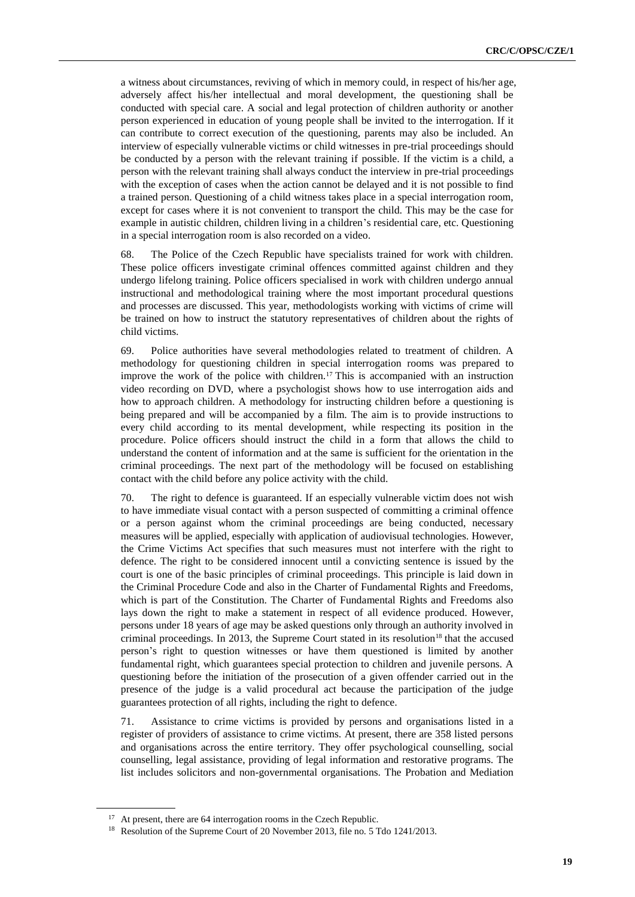a witness about circumstances, reviving of which in memory could, in respect of his/her age, adversely affect his/her intellectual and moral development, the questioning shall be conducted with special care. A social and legal protection of children authority or another person experienced in education of young people shall be invited to the interrogation. If it can contribute to correct execution of the questioning, parents may also be included. An interview of especially vulnerable victims or child witnesses in pre-trial proceedings should be conducted by a person with the relevant training if possible. If the victim is a child, a person with the relevant training shall always conduct the interview in pre-trial proceedings with the exception of cases when the action cannot be delayed and it is not possible to find a trained person. Questioning of a child witness takes place in a special interrogation room, except for cases where it is not convenient to transport the child. This may be the case for example in autistic children, children living in a children's residential care, etc. Questioning in a special interrogation room is also recorded on a video.

68. The Police of the Czech Republic have specialists trained for work with children. These police officers investigate criminal offences committed against children and they undergo lifelong training. Police officers specialised in work with children undergo annual instructional and methodological training where the most important procedural questions and processes are discussed. This year, methodologists working with victims of crime will be trained on how to instruct the statutory representatives of children about the rights of child victims.

69. Police authorities have several methodologies related to treatment of children. A methodology for questioning children in special interrogation rooms was prepared to improve the work of the police with children.[17] This is accompanied with an instruction video recording on DVD, where a psychologist shows how to use interrogation aids and how to approach children. A methodology for instructing children before a questioning is being prepared and will be accompanied by a film. The aim is to provide instructions to every child according to its mental development, while respecting its position in the procedure. Police officers should instruct the child in a form that allows the child to understand the content of information and at the same is sufficient for the orientation in the criminal proceedings. The next part of the methodology will be focused on establishing contact with the child before any police activity with the child.

70. The right to defence is guaranteed. If an especially vulnerable victim does not wish to have immediate visual contact with a person suspected of committing a criminal offence or a person against whom the criminal proceedings are being conducted, necessary measures will be applied, especially with application of audiovisual technologies. However, the Crime Victims Act specifies that such measures must not interfere with the right to defence. The right to be considered innocent until a convicting sentence is issued by the court is one of the basic principles of criminal proceedings. This principle is laid down in the Criminal Procedure Code and also in the Charter of Fundamental Rights and Freedoms, which is part of the Constitution. The Charter of Fundamental Rights and Freedoms also lays down the right to make a statement in respect of all evidence produced. However, persons under 18 years of age may be asked questions only through an authority involved in criminal proceedings. In 2013, the Supreme Court stated in its resolution[18] that the accused person's right to question witnesses or have them questioned is limited by another fundamental right, which guarantees special protection to children and juvenile persons. A questioning before the initiation of the prosecution of a given offender carried out in the presence of the judge is a valid procedural act because the participation of the judge guarantees protection of all rights, including the right to defence.

71. Assistance to crime victims is provided by persons and organisations listed in a register of providers of assistance to crime victims. At present, there are 358 listed persons and organisations across the entire territory. They offer psychological counselling, social counselling, legal assistance, providing of legal information and restorative programs. The list includes solicitors and non-governmental organisations. The Probation and Mediation

[17] At present, there are 64 interrogation rooms in the Czech Republic.

[18] Resolution of the Supreme Court of 20 November 2013, file no. 5 Tdo 1241/2013.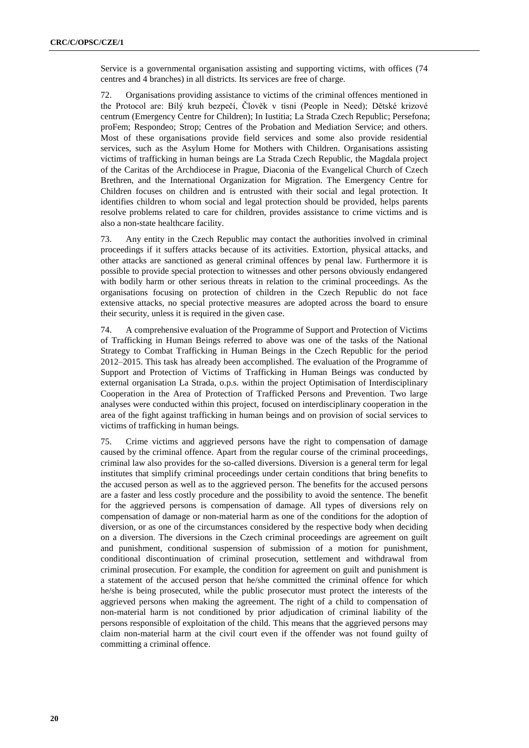Service is a governmental organisation assisting and supporting victims, with offices (74 centres and 4 branches) in all districts. Its services are free of charge.

72. Organisations providing assistance to victims of the criminal offences mentioned in the Protocol are: Bílý kruh bezpečí, Člověk v tísni (People in Need); Dětské krizové centrum (Emergency Centre for Children); In Iustitia; La Strada Czech Republic; Persefona; proFem; Respondeo; Strop; Centres of the Probation and Mediation Service; and others. Most of these organisations provide field services and some also provide residential services, such as the Asylum Home for Mothers with Children. Organisations assisting victims of trafficking in human beings are La Strada Czech Republic, the Magdala project of the Caritas of the Archdiocese in Prague, Diaconia of the Evangelical Church of Czech Brethren, and the International Organization for Migration. The Emergency Centre for Children focuses on children and is entrusted with their social and legal protection. It identifies children to whom social and legal protection should be provided, helps parents resolve problems related to care for children, provides assistance to crime victims and is also a non-state healthcare facility.

73. Any entity in the Czech Republic may contact the authorities involved in criminal proceedings if it suffers attacks because of its activities. Extortion, physical attacks, and other attacks are sanctioned as general criminal offences by penal law. Furthermore it is possible to provide special protection to witnesses and other persons obviously endangered with bodily harm or other serious threats in relation to the criminal proceedings. As the organisations focusing on protection of children in the Czech Republic do not face extensive attacks, no special protective measures are adopted across the board to ensure their security, unless it is required in the given case.

74. A comprehensive evaluation of the Programme of Support and Protection of Victims of Trafficking in Human Beings referred to above was one of the tasks of the National Strategy to Combat Trafficking in Human Beings in the Czech Republic for the period 2012–2015. This task has already been accomplished. The evaluation of the Programme of Support and Protection of Victims of Trafficking in Human Beings was conducted by external organisation La Strada, o.p.s. within the project Optimisation of Interdisciplinary Cooperation in the Area of Protection of Trafficked Persons and Prevention. Two large analyses were conducted within this project, focused on interdisciplinary cooperation in the area of the fight against trafficking in human beings and on provision of social services to victims of trafficking in human beings.

75. Crime victims and aggrieved persons have the right to compensation of damage caused by the criminal offence. Apart from the regular course of the criminal proceedings, criminal law also provides for the so-called diversions. Diversion is a general term for legal institutes that simplify criminal proceedings under certain conditions that bring benefits to the accused person as well as to the aggrieved person. The benefits for the accused persons are a faster and less costly procedure and the possibility to avoid the sentence. The benefit for the aggrieved persons is compensation of damage. All types of diversions rely on compensation of damage or non-material harm as one of the conditions for the adoption of diversion, or as one of the circumstances considered by the respective body when deciding on a diversion. The diversions in the Czech criminal proceedings are agreement on guilt and punishment, conditional suspension of submission of a motion for punishment, conditional discontinuation of criminal prosecution, settlement and withdrawal from criminal prosecution. For example, the condition for agreement on guilt and punishment is a statement of the accused person that he/she committed the criminal offence for which he/she is being prosecuted, while the public prosecutor must protect the interests of the aggrieved persons when making the agreement. The right of a child to compensation of non-material harm is not conditioned by prior adjudication of criminal liability of the persons responsible of exploitation of the child. This means that the aggrieved persons may claim non-material harm at the civil court even if the offender was not found guilty of committing a criminal offence.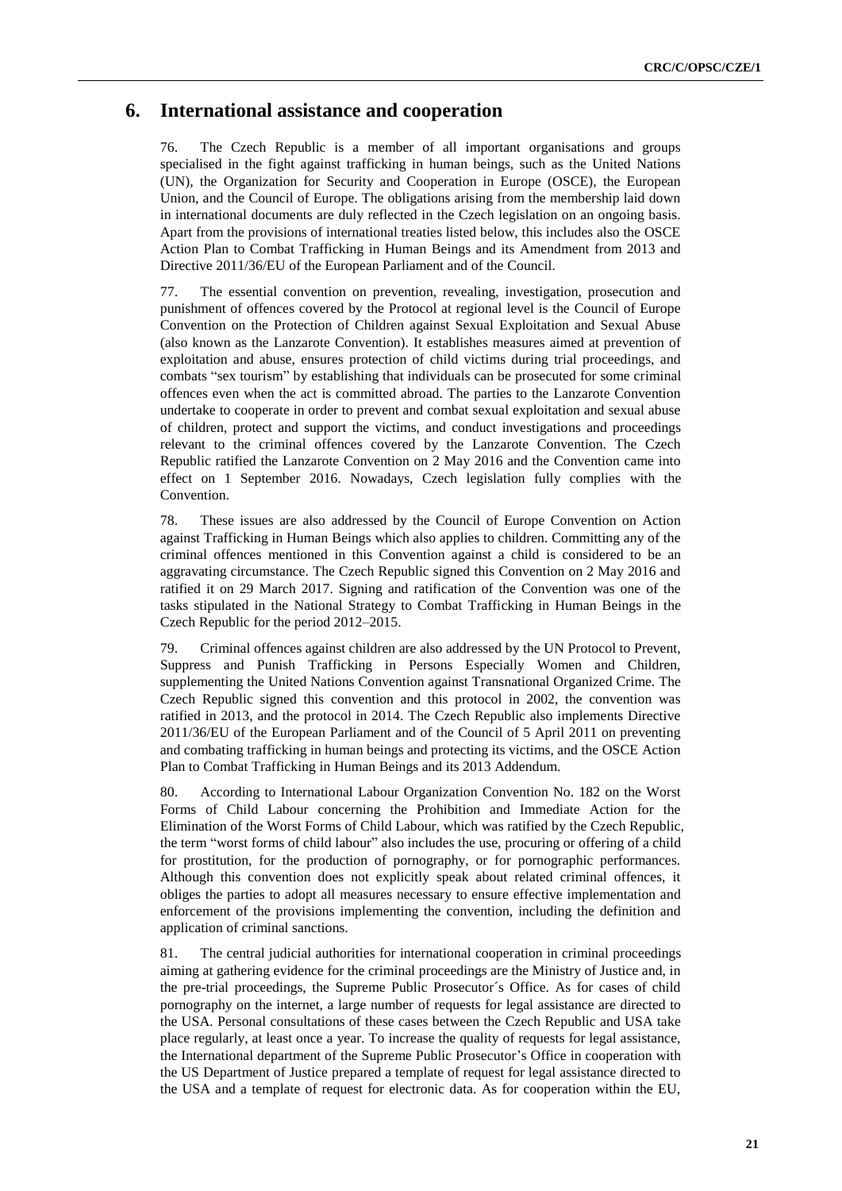## 6. International assistance and cooperation

76. The Czech Republic is a member of all important organisations and groups specialised in the fight against trafficking in human beings, such as the United Nations (UN), the Organization for Security and Cooperation in Europe (OSCE), the European Union, and the Council of Europe. The obligations arising from the membership laid down in international documents are duly reflected in the Czech legislation on an ongoing basis. Apart from the provisions of international treaties listed below, this includes also the OSCE Action Plan to Combat Trafficking in Human Beings and its Amendment from 2013 and Directive 2011/36/EU of the European Parliament and of the Council.

77. The essential convention on prevention, revealing, investigation, prosecution and punishment of offences covered by the Protocol at regional level is the Council of Europe Convention on the Protection of Children against Sexual Exploitation and Sexual Abuse (also known as the Lanzarote Convention). It establishes measures aimed at prevention of exploitation and abuse, ensures protection of child victims during trial proceedings, and combats "sex tourism" by establishing that individuals can be prosecuted for some criminal offences even when the act is committed abroad. The parties to the Lanzarote Convention undertake to cooperate in order to prevent and combat sexual exploitation and sexual abuse of children, protect and support the victims, and conduct investigations and proceedings relevant to the criminal offences covered by the Lanzarote Convention. The Czech Republic ratified the Lanzarote Convention on 2 May 2016 and the Convention came into effect on 1 September 2016. Nowadays, Czech legislation fully complies with the Convention.

78. These issues are also addressed by the Council of Europe Convention on Action against Trafficking in Human Beings which also applies to children. Committing any of the criminal offences mentioned in this Convention against a child is considered to be an aggravating circumstance. The Czech Republic signed this Convention on 2 May 2016 and ratified it on 29 March 2017. Signing and ratification of the Convention was one of the tasks stipulated in the National Strategy to Combat Trafficking in Human Beings in the Czech Republic for the period 2012–2015.

79. Criminal offences against children are also addressed by the UN Protocol to Prevent, Suppress and Punish Trafficking in Persons Especially Women and Children, supplementing the United Nations Convention against Transnational Organized Crime. The Czech Republic signed this convention and this protocol in 2002, the convention was ratified in 2013, and the protocol in 2014. The Czech Republic also implements Directive 2011/36/EU of the European Parliament and of the Council of 5 April 2011 on preventing and combating trafficking in human beings and protecting its victims, and the OSCE Action Plan to Combat Trafficking in Human Beings and its 2013 Addendum.

80. According to International Labour Organization Convention No. 182 on the Worst Forms of Child Labour concerning the Prohibition and Immediate Action for the Elimination of the Worst Forms of Child Labour, which was ratified by the Czech Republic, the term "worst forms of child labour" also includes the use, procuring or offering of a child for prostitution, for the production of pornography, or for pornographic performances. Although this convention does not explicitly speak about related criminal offences, it obliges the parties to adopt all measures necessary to ensure effective implementation and enforcement of the provisions implementing the convention, including the definition and application of criminal sanctions.

81. The central judicial authorities for international cooperation in criminal proceedings aiming at gathering evidence for the criminal proceedings are the Ministry of Justice and, in the pre-trial proceedings, the Supreme Public Prosecutor´s Office. As for cases of child pornography on the internet, a large number of requests for legal assistance are directed to the USA. Personal consultations of these cases between the Czech Republic and USA take place regularly, at least once a year. To increase the quality of requests for legal assistance, the International department of the Supreme Public Prosecutor's Office in cooperation with the US Department of Justice prepared a template of request for legal assistance directed to the USA and a template of request for electronic data. As for cooperation within the EU,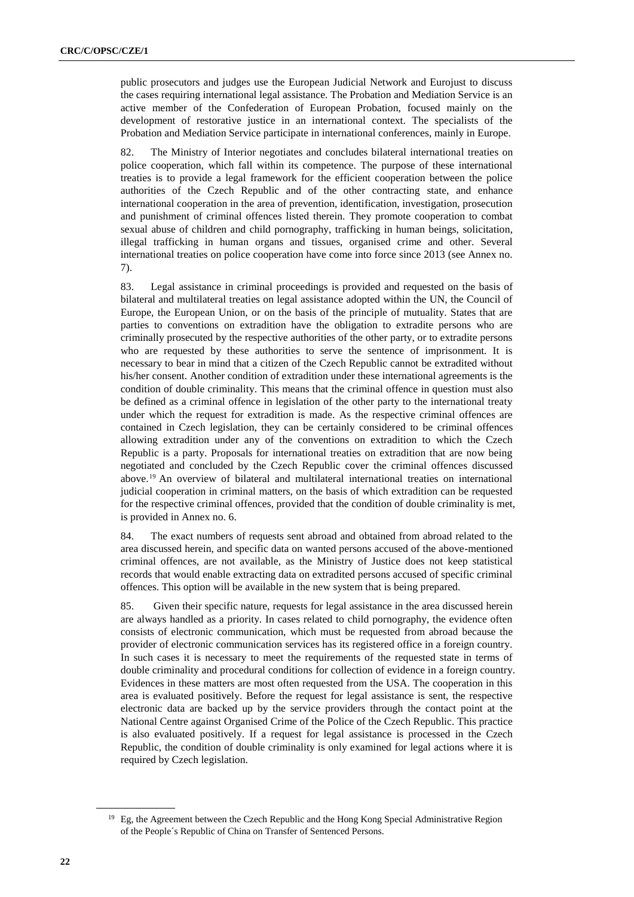public prosecutors and judges use the European Judicial Network and Eurojust to discuss the cases requiring international legal assistance. The Probation and Mediation Service is an active member of the Confederation of European Probation, focused mainly on the development of restorative justice in an international context. The specialists of the Probation and Mediation Service participate in international conferences, mainly in Europe.

82. The Ministry of Interior negotiates and concludes bilateral international treaties on police cooperation, which fall within its competence. The purpose of these international treaties is to provide a legal framework for the efficient cooperation between the police authorities of the Czech Republic and of the other contracting state, and enhance international cooperation in the area of prevention, identification, investigation, prosecution and punishment of criminal offences listed therein. They promote cooperation to combat sexual abuse of children and child pornography, trafficking in human beings, solicitation, illegal trafficking in human organs and tissues, organised crime and other. Several international treaties on police cooperation have come into force since 2013 (see Annex no. 7).

83. Legal assistance in criminal proceedings is provided and requested on the basis of bilateral and multilateral treaties on legal assistance adopted within the UN, the Council of Europe, the European Union, or on the basis of the principle of mutuality. States that are parties to conventions on extradition have the obligation to extradite persons who are criminally prosecuted by the respective authorities of the other party, or to extradite persons who are requested by these authorities to serve the sentence of imprisonment. It is necessary to bear in mind that a citizen of the Czech Republic cannot be extradited without his/her consent. Another condition of extradition under these international agreements is the condition of double criminality. This means that the criminal offence in question must also be defined as a criminal offence in legislation of the other party to the international treaty under which the request for extradition is made. As the respective criminal offences are contained in Czech legislation, they can be certainly considered to be criminal offences allowing extradition under any of the conventions on extradition to which the Czech Republic is a party. Proposals for international treaties on extradition that are now being negotiated and concluded by the Czech Republic cover the criminal offences discussed above.[19] An overview of bilateral and multilateral international treaties on international judicial cooperation in criminal matters, on the basis of which extradition can be requested for the respective criminal offences, provided that the condition of double criminality is met, is provided in Annex no. 6.

84. The exact numbers of requests sent abroad and obtained from abroad related to the area discussed herein, and specific data on wanted persons accused of the above-mentioned criminal offences, are not available, as the Ministry of Justice does not keep statistical records that would enable extracting data on extradited persons accused of specific criminal offences. This option will be available in the new system that is being prepared.

85. Given their specific nature, requests for legal assistance in the area discussed herein are always handled as a priority. In cases related to child pornography, the evidence often consists of electronic communication, which must be requested from abroad because the provider of electronic communication services has its registered office in a foreign country. In such cases it is necessary to meet the requirements of the requested state in terms of double criminality and procedural conditions for collection of evidence in a foreign country. Evidences in these matters are most often requested from the USA. The cooperation in this area is evaluated positively. Before the request for legal assistance is sent, the respective electronic data are backed up by the service providers through the contact point at the National Centre against Organised Crime of the Police of the Czech Republic. This practice is also evaluated positively. If a request for legal assistance is processed in the Czech Republic, the condition of double criminality is only examined for legal actions where it is required by Czech legislation.

[19] Eg, the Agreement between the Czech Republic and the Hong Kong Special Administrative Region of the People´s Republic of China on Transfer of Sentenced Persons.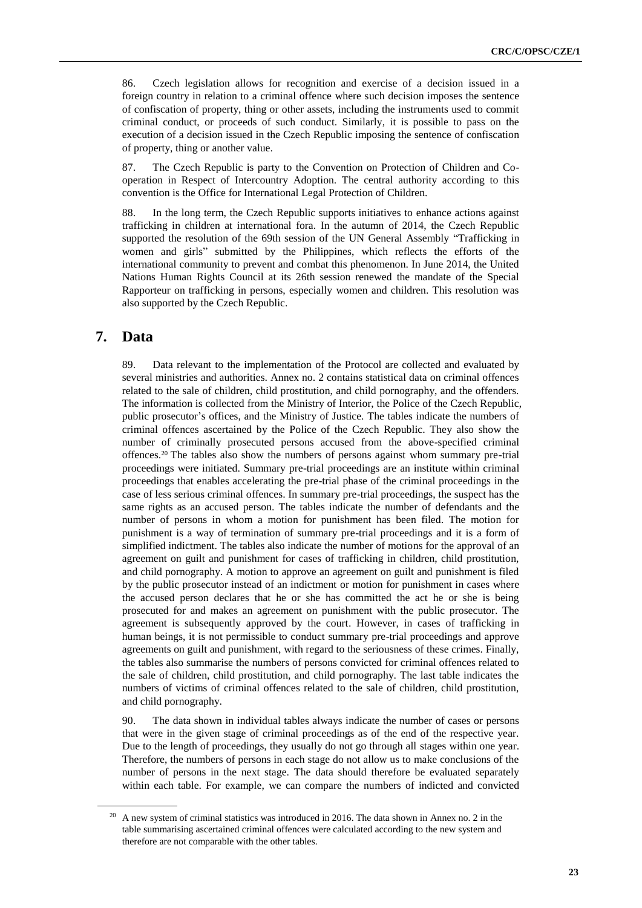86. Czech legislation allows for recognition and exercise of a decision issued in a foreign country in relation to a criminal offence where such decision imposes the sentence of confiscation of property, thing or other assets, including the instruments used to commit criminal conduct, or proceeds of such conduct. Similarly, it is possible to pass on the execution of a decision issued in the Czech Republic imposing the sentence of confiscation of property, thing or another value.

87. The Czech Republic is party to the Convention on Protection of Children and Co-operation in Respect of Intercountry Adoption. The central authority according to this convention is the Office for International Legal Protection of Children.

88. In the long term, the Czech Republic supports initiatives to enhance actions against trafficking in children at international fora. In the autumn of 2014, the Czech Republic supported the resolution of the 69th session of the UN General Assembly "Trafficking in women and girls" submitted by the Philippines, which reflects the efforts of the international community to prevent and combat this phenomenon. In June 2014, the United Nations Human Rights Council at its 26th session renewed the mandate of the Special Rapporteur on trafficking in persons, especially women and children. This resolution was also supported by the Czech Republic.

## 7. Data

89. Data relevant to the implementation of the Protocol are collected and evaluated by several ministries and authorities. Annex no. 2 contains statistical data on criminal offences related to the sale of children, child prostitution, and child pornography, and the offenders. The information is collected from the Ministry of Interior, the Police of the Czech Republic, public prosecutor's offices, and the Ministry of Justice. The tables indicate the numbers of criminal offences ascertained by the Police of the Czech Republic. They also show the number of criminally prosecuted persons accused from the above-specified criminal offences.[20] The tables also show the numbers of persons against whom summary pre-trial proceedings were initiated. Summary pre-trial proceedings are an institute within criminal proceedings that enables accelerating the pre-trial phase of the criminal proceedings in the case of less serious criminal offences. In summary pre-trial proceedings, the suspect has the same rights as an accused person. The tables indicate the number of defendants and the number of persons in whom a motion for punishment has been filed. The motion for punishment is a way of termination of summary pre-trial proceedings and it is a form of simplified indictment. The tables also indicate the number of motions for the approval of an agreement on guilt and punishment for cases of trafficking in children, child prostitution, and child pornography. A motion to approve an agreement on guilt and punishment is filed by the public prosecutor instead of an indictment or motion for punishment in cases where the accused person declares that he or she has committed the act he or she is being prosecuted for and makes an agreement on punishment with the public prosecutor. The agreement is subsequently approved by the court. However, in cases of trafficking in human beings, it is not permissible to conduct summary pre-trial proceedings and approve agreements on guilt and punishment, with regard to the seriousness of these crimes. Finally, the tables also summarise the numbers of persons convicted for criminal offences related to the sale of children, child prostitution, and child pornography. The last table indicates the numbers of victims of criminal offences related to the sale of children, child prostitution, and child pornography.

90. The data shown in individual tables always indicate the number of cases or persons that were in the given stage of criminal proceedings as of the end of the respective year. Due to the length of proceedings, they usually do not go through all stages within one year. Therefore, the numbers of persons in each stage do not allow us to make conclusions of the number of persons in the next stage. The data should therefore be evaluated separately within each table. For example, we can compare the numbers of indicted and convicted

[20] A new system of criminal statistics was introduced in 2016. The data shown in Annex no. 2 in the table summarising ascertained criminal offences were calculated according to the new system and therefore are not comparable with the other tables.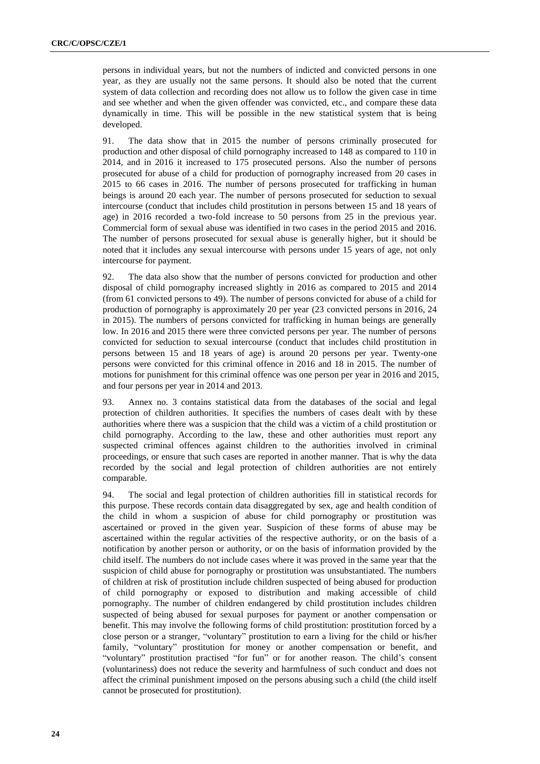persons in individual years, but not the numbers of indicted and convicted persons in one year, as they are usually not the same persons. It should also be noted that the current system of data collection and recording does not allow us to follow the given case in time and see whether and when the given offender was convicted, etc., and compare these data dynamically in time. This will be possible in the new statistical system that is being developed.

91. The data show that in 2015 the number of persons criminally prosecuted for production and other disposal of child pornography increased to 148 as compared to 110 in 2014, and in 2016 it increased to 175 prosecuted persons. Also the number of persons prosecuted for abuse of a child for production of pornography increased from 20 cases in 2015 to 66 cases in 2016. The number of persons prosecuted for trafficking in human beings is around 20 each year. The number of persons prosecuted for seduction to sexual intercourse (conduct that includes child prostitution in persons between 15 and 18 years of age) in 2016 recorded a two-fold increase to 50 persons from 25 in the previous year. Commercial form of sexual abuse was identified in two cases in the period 2015 and 2016. The number of persons prosecuted for sexual abuse is generally higher, but it should be noted that it includes any sexual intercourse with persons under 15 years of age, not only intercourse for payment.

92. The data also show that the number of persons convicted for production and other disposal of child pornography increased slightly in 2016 as compared to 2015 and 2014 (from 61 convicted persons to 49). The number of persons convicted for abuse of a child for production of pornography is approximately 20 per year (23 convicted persons in 2016, 24 in 2015). The numbers of persons convicted for trafficking in human beings are generally low. In 2016 and 2015 there were three convicted persons per year. The number of persons convicted for seduction to sexual intercourse (conduct that includes child prostitution in persons between 15 and 18 years of age) is around 20 persons per year. Twenty-one persons were convicted for this criminal offence in 2016 and 18 in 2015. The number of motions for punishment for this criminal offence was one person per year in 2016 and 2015, and four persons per year in 2014 and 2013.

93. Annex no. 3 contains statistical data from the databases of the social and legal protection of children authorities. It specifies the numbers of cases dealt with by these authorities where there was a suspicion that the child was a victim of a child prostitution or child pornography. According to the law, these and other authorities must report any suspected criminal offences against children to the authorities involved in criminal proceedings, or ensure that such cases are reported in another manner. That is why the data recorded by the social and legal protection of children authorities are not entirely comparable.

94. The social and legal protection of children authorities fill in statistical records for this purpose. These records contain data disaggregated by sex, age and health condition of the child in whom a suspicion of abuse for child pornography or prostitution was ascertained or proved in the given year. Suspicion of these forms of abuse may be ascertained within the regular activities of the respective authority, or on the basis of a notification by another person or authority, or on the basis of information provided by the child itself. The numbers do not include cases where it was proved in the same year that the suspicion of child abuse for pornography or prostitution was unsubstantiated. The numbers of children at risk of prostitution include children suspected of being abused for production of child pornography or exposed to distribution and making accessible of child pornography. The number of children endangered by child prostitution includes children suspected of being abused for sexual purposes for payment or another compensation or benefit. This may involve the following forms of child prostitution: prostitution forced by a close person or a stranger, "voluntary" prostitution to earn a living for the child or his/her family, "voluntary" prostitution for money or another compensation or benefit, and "voluntary" prostitution practised "for fun" or for another reason. The child's consent (voluntariness) does not reduce the severity and harmfulness of such conduct and does not affect the criminal punishment imposed on the persons abusing such a child (the child itself cannot be prosecuted for prostitution).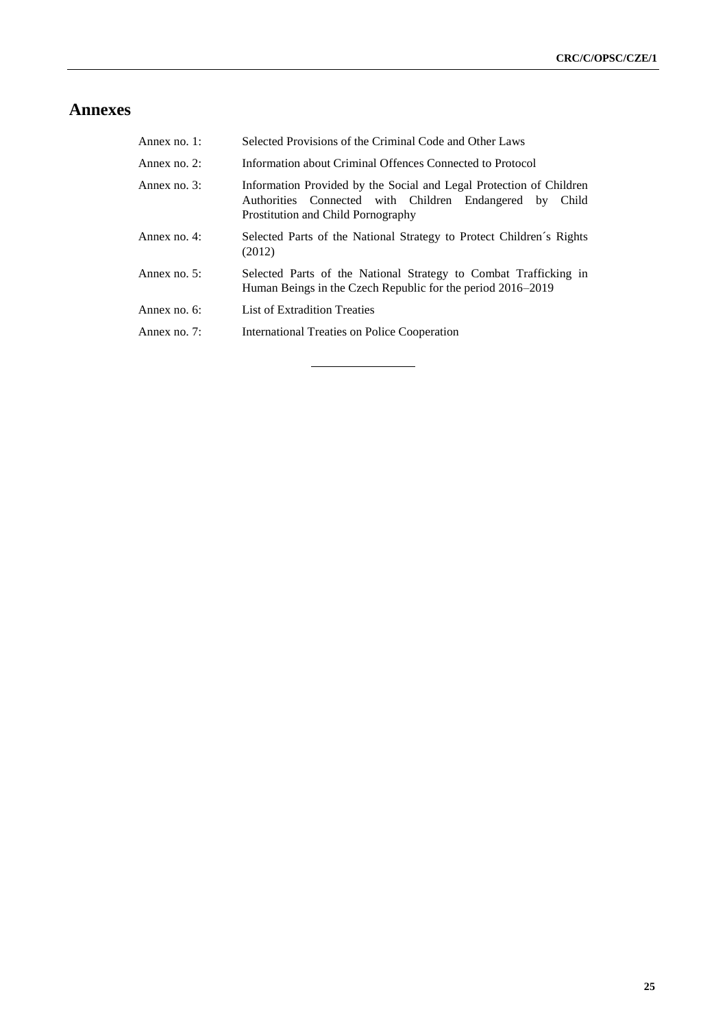# Annexes

| | |
|---|---|
| Annex no. 1: | Selected Provisions of the Criminal Code and Other Laws |
| Annex no. 2: | Information about Criminal Offences Connected to Protocol |
| Annex no. 3: | Information Provided by the Social and Legal Protection of Children Authorities Connected with Children Endangered by Child Prostitution and Child Pornography |
| Annex no. 4: | Selected Parts of the National Strategy to Protect Children´s Rights (2012) |
| Annex no. 5: | Selected Parts of the National Strategy to Combat Trafficking in Human Beings in the Czech Republic for the period 2016–2019 |
| Annex no. 6: | List of Extradition Treaties |
| Annex no. 7: | International Treaties on Police Cooperation |